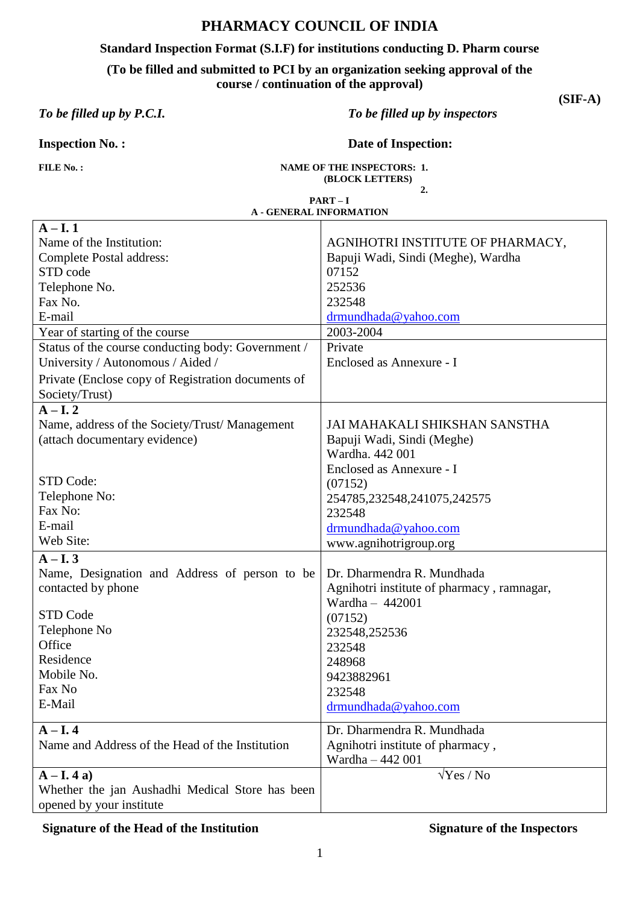# PHARMACY COUNCIL OF INDIA

**Standard Inspection Format (S.I.F) for institutions conducting D. Pharm course**

**(To be filled and submitted to PCI by an organization seeking approval of the course / continuation of the approval)**

**(SIF-A)**

| ***To be filled up by P.C.I.*** | ***To be filled up by inspectors*** |
|---|---|
| **Inspection No. :** | **Date of Inspection:** |
| **FILE No. :** | **NAME OF THE INSPECTORS: 1.**<br>**(BLOCK LETTERS)**<br>**2.** |

**PART – I**

**A - GENERAL INFORMATION**

| | |
|---|---|
| **A – I. 1**<br>Name of the Institution:<br>Complete Postal address:<br>STD code<br>Telephone No.<br>Fax No.<br>E-mail | <br>AGNIHOTRI INSTITUTE OF PHARMACY,<br>Bapuji Wadi, Sindi (Meghe), Wardha<br>07152<br>252536<br>232548<br>drmundhada@yahoo.com |
| Year of starting of the course | 2003-2004 |
| Status of the course conducting body: Government / University / Autonomous / Aided /<br>Private (Enclose copy of Registration documents of Society/Trust) | Private<br>Enclosed as Annexure - I |
| **A – I. 2**<br>Name, address of the Society/Trust/ Management (attach documentary evidence)<br><br><br>STD Code:<br>Telephone No:<br>Fax No:<br>E-mail<br>Web Site: | <br>JAI MAHAKALI SHIKSHAN SANSTHA<br>Bapuji Wadi, Sindi (Meghe)<br>Wardha. 442 001<br>Enclosed as Annexure - I<br>(07152)<br>254785,232548,241075,242575<br>232548<br>drmundhada@yahoo.com<br>www.agnihotrigroup.org |
| **A – I. 3**<br>Name, Designation and Address of person to be contacted by phone<br><br>STD Code<br>Telephone No<br>Office<br>Residence<br>Mobile No.<br>Fax No<br>E-Mail | Dr. Dharmendra R. Mundhada<br>Agnihotri institute of pharmacy , ramnagar,<br>Wardha – 442001<br>(07152)<br>232548,252536<br>232548<br>248968<br>9423882961<br>232548<br>drmundhada@yahoo.com |
| **A – I. 4**<br>Name and Address of the Head of the Institution | Dr. Dharmendra R. Mundhada<br>Agnihotri institute of pharmacy ,<br>Wardha – 442 001 |
| **A – I. 4 a)**<br>Whether the jan Aushadhi Medical Store has been opened by your institute | √Yes / No |

**Signature of the Head of the Institution** **Signature of the Inspectors**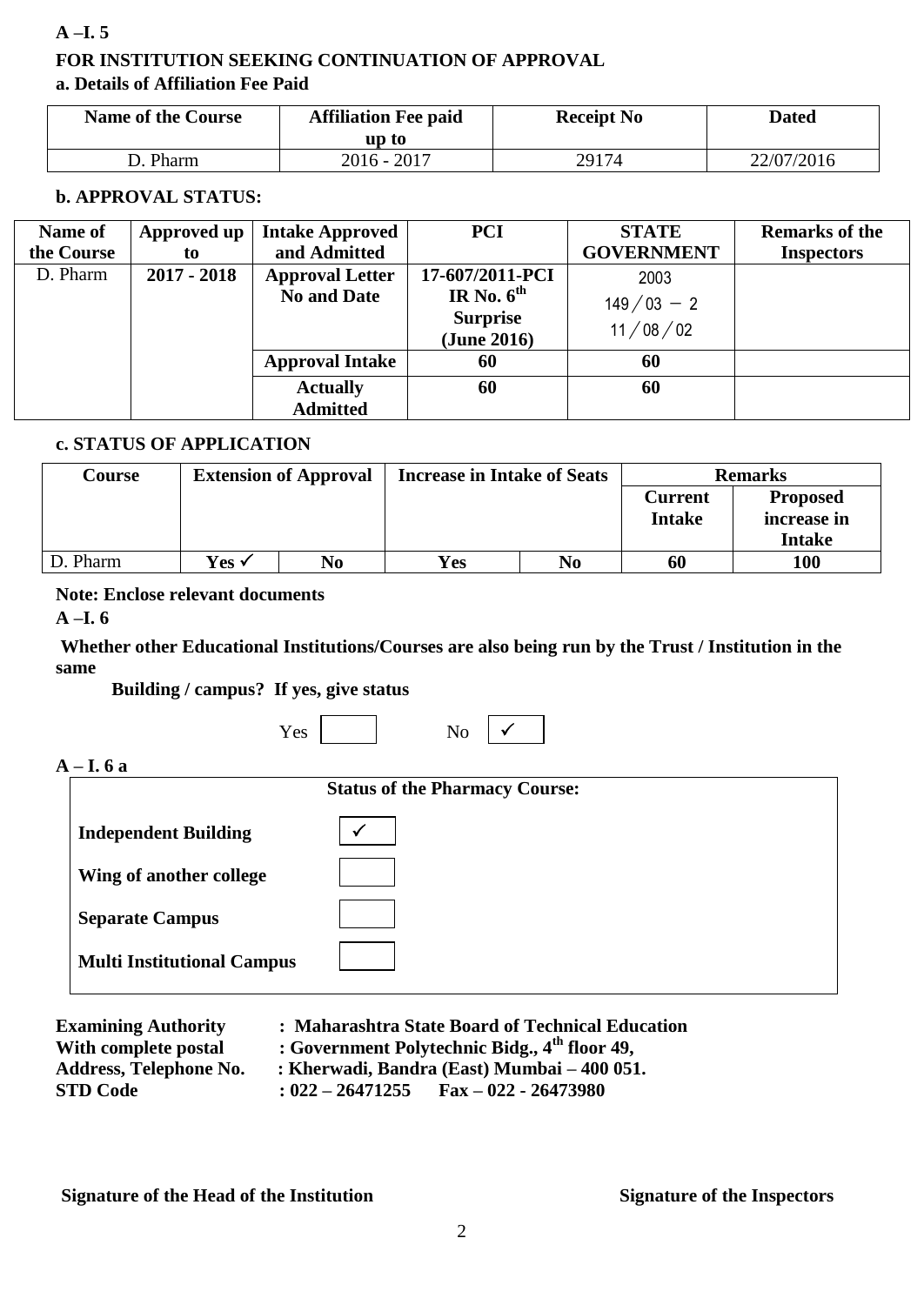**A –I. 5**

**FOR INSTITUTION SEEKING CONTINUATION OF APPROVAL**

**a. Details of Affiliation Fee Paid**

| Name of the Course | Affiliation Fee paid up to | Receipt No | Dated |
|---|---|---|---|
| D. Pharm | 2016 - 2017 | 29174 | 22/07/2016 |

**b. APPROVAL STATUS:**

| Name of the Course | Approved up to | Intake Approved and Admitted | PCI | STATE GOVERNMENT | Remarks of the Inspectors |
|---|---|---|---|---|---|
| D. Pharm | **2017 - 2018** | **Approval Letter No and Date** | **17-607/2011-PCI IR No. 6th Surprise (June 2016)** | 2003 149／03 － 2 11／08／02 | |
| | | **Approval Intake** | **60** | **60** | |
| | | **Actually Admitted** | **60** | **60** | |

**c. STATUS OF APPLICATION**

| Course | Extension of Approval | | Increase in Intake of Seats | | Remarks | |
|---|---|---|---|---|---|---|
| | | | | | **Current Intake** | **Proposed increase in Intake** |
| D. Pharm | **Yes ✓** | **No** | **Yes** | **No** | **60** | **100** |

**Note: Enclose relevant documents**

**A –I. 6**

**Whether other Educational Institutions/Courses are also being run by the Trust / Institution in the same Building / campus? If yes, give status**

Yes ☐ No ☑

**A – I. 6 a**

**Status of the Pharmacy Course:**

- **Independent Building** ☑
- **Wing of another college** ☐
- **Separate Campus** ☐
- **Multi Institutional Campus** ☐

**Examining Authority** : **Maharashtra State Board of Technical Education**
**With complete postal** : **Government Polytechnic Bidg., 4th floor 49,**
**Address, Telephone No.** : **Kherwadi, Bandra (East) Mumbai – 400 051.**
**STD Code** : **022 – 26471255 Fax – 022 - 26473980**

**Signature of the Head of the Institution** **Signature of the Inspectors**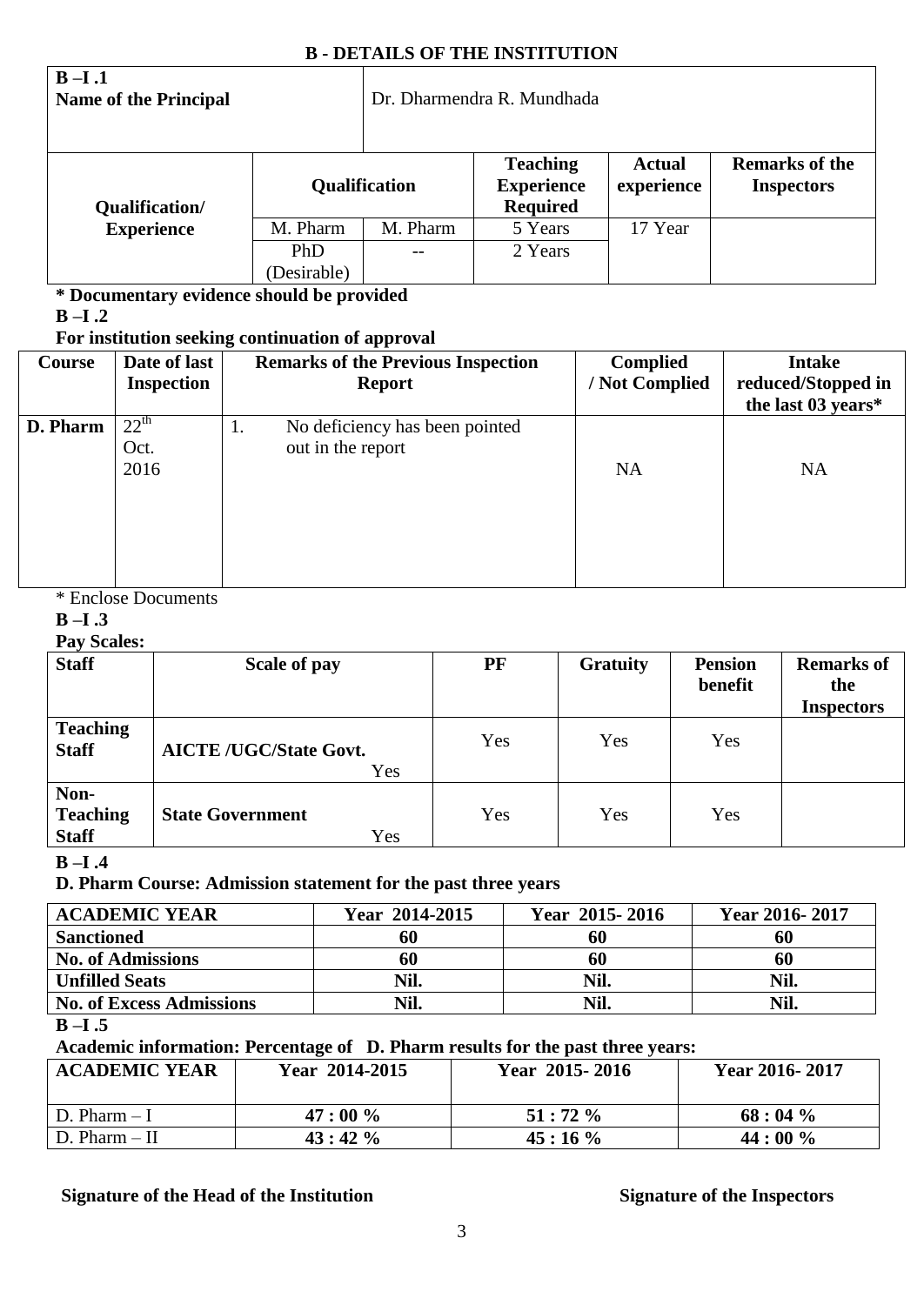## B - DETAILS OF THE INSTITUTION

| B –I .1 Name of the Principal | Dr. Dharmendra R. Mundhada | | | | |
|---|---|---|---|---|---|
| Qualification/ Experience | Qualification | | Teaching Experience Required | Actual experience | Remarks of the Inspectors |
| | M. Pharm | M. Pharm | 5 Years | 17 Year | |
| | PhD (Desirable) | -- | 2 Years | | |

**\* Documentary evidence should be provided**

**B –I .2**

**For institution seeking continuation of approval**

| Course | Date of last Inspection | Remarks of the Previous Inspection Report | Complied / Not Complied | Intake reduced/Stopped in the last 03 years* |
|---|---|---|---|---|
| **D. Pharm** | 22[th] Oct. 2016 | 1. No deficiency has been pointed out in the report | NA | NA |

\* Enclose Documents

**B –I .3**

**Pay Scales:**

| Staff | Scale of pay | PF | Gratuity | Pension benefit | Remarks of the Inspectors |
|---|---|---|---|---|---|
| **Teaching Staff** | **AICTE /UGC/State Govt.** Yes | Yes | Yes | Yes | |
| **Non-Teaching Staff** | **State Government** Yes | Yes | Yes | Yes | |

**B –I .4**

**D. Pharm Course: Admission statement for the past three years**

| ACADEMIC YEAR | Year 2014-2015 | Year 2015- 2016 | Year 2016- 2017 |
|---|---|---|---|
| **Sanctioned** | **60** | **60** | **60** |
| **No. of Admissions** | **60** | **60** | **60** |
| **Unfilled Seats** | **Nil.** | **Nil.** | **Nil.** |
| **No. of Excess Admissions** | **Nil.** | **Nil.** | **Nil.** |

**B –I .5**

**Academic information: Percentage of D. Pharm results for the past three years:**

| ACADEMIC YEAR | Year 2014-2015 | Year 2015- 2016 | Year 2016- 2017 |
|---|---|---|---|
| D. Pharm – I | **47 : 00 %** | **51 : 72 %** | **68 : 04 %** |
| D. Pharm – II | **43 : 42 %** | **45 : 16 %** | **44 : 00 %** |

**Signature of the Head of the Institution** **Signature of the Inspectors**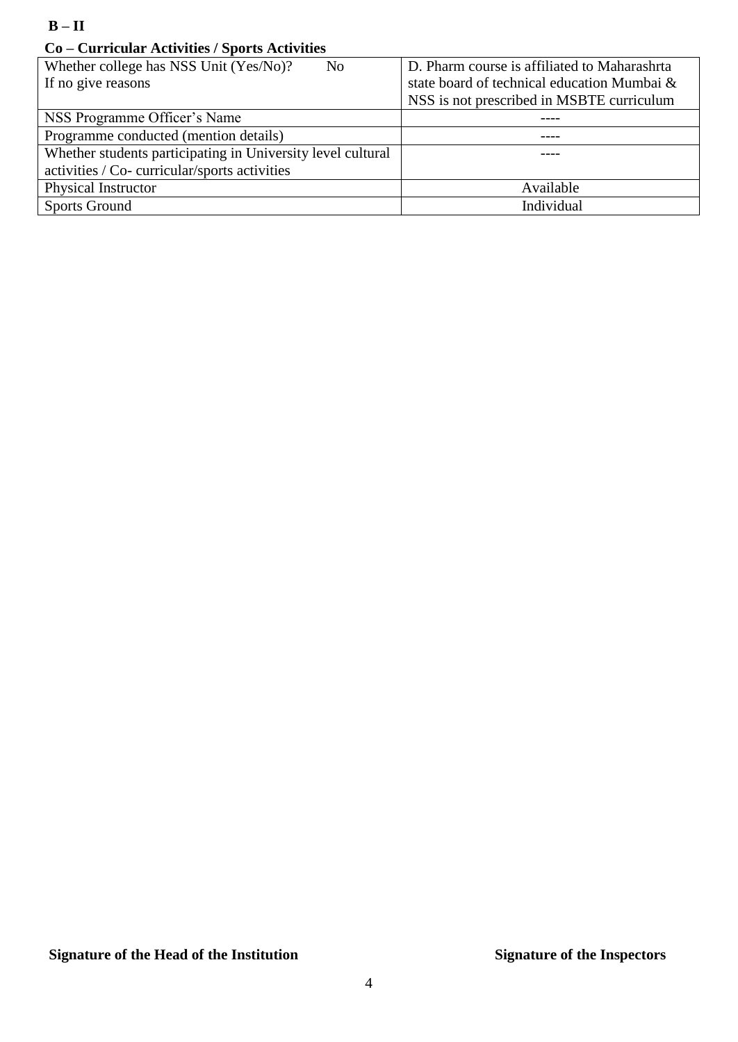**B – II**

**Co – Curricular Activities / Sports Activities**

| Whether college has NSS Unit (Yes/No)? No<br>If no give reasons | D. Pharm course is affiliated to Maharashrta state board of technical education Mumbai & NSS is not prescribed in MSBTE curriculum |
|---|---|
| NSS Programme Officer's Name | ---- |
| Programme conducted (mention details) | ---- |
| Whether students participating in University level cultural activities / Co- curricular/sports activities | ---- |
| Physical Instructor | Available |
| Sports Ground | Individual |

**Signature of the Head of the Institution** **Signature of the Inspectors**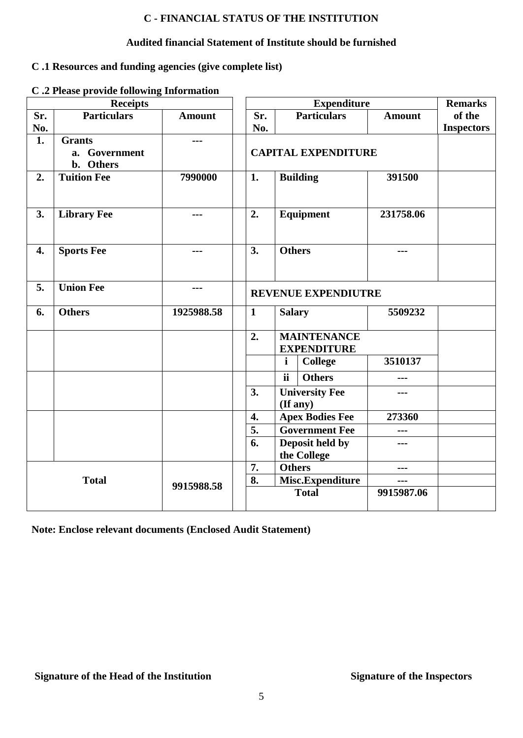## C - FINANCIAL STATUS OF THE INSTITUTION

**Audited financial Statement of Institute should be furnished**

**C .1 Resources and funding agencies (give complete list)**

**C .2 Please provide following Information**

| Receipts | | | Expenditure | | | | Remarks of the Inspectors |
|---|---|---|---|---|---|---|---|
| **Sr. No.** | **Particulars** | **Amount** | **Sr. No.** | **Particulars** | | **Amount** | |
| **1.** | **Grants**<br>a. Government<br>b. Others | --- | **CAPITAL EXPENDITURE** | | | | |
| **2.** | **Tuition Fee** | 7990000 | **1.** | **Building** | | 391500 | |
| **3.** | **Library Fee** | --- | **2.** | **Equipment** | | 231758.06 | |
| **4.** | **Sports Fee** | --- | **3.** | **Others** | | --- | |
| **5.** | **Union Fee** | --- | **REVENUE EXPENDIUTRE** | | | | |
| **6.** | **Others** | 1925988.58 | **1** | **Salary** | | 5509232 | |
| | | | **2.** | **MAINTENANCE EXPENDITURE** | | | |
| | | | | **i** | **College** | 3510137 | |
| | | | | **ii** | **Others** | --- | |
| | | | **3.** | **University Fee (If any)** | | --- | |
| | | | **4.** | **Apex Bodies Fee** | | 273360 | |
| | | | **5.** | **Government Fee** | | --- | |
| | | | **6.** | **Deposit held by the College** | | --- | |
| **Total** | | 9915988.58 | **7.** | **Others** | | --- | |
| | | | **8.** | **Misc.Expenditure** | | --- | |
| | | | **Total** | | | 9915987.06 | |

**Note: Enclose relevant documents (Enclosed Audit Statement)**

**Signature of the Head of the Institution** **Signature of the Inspectors**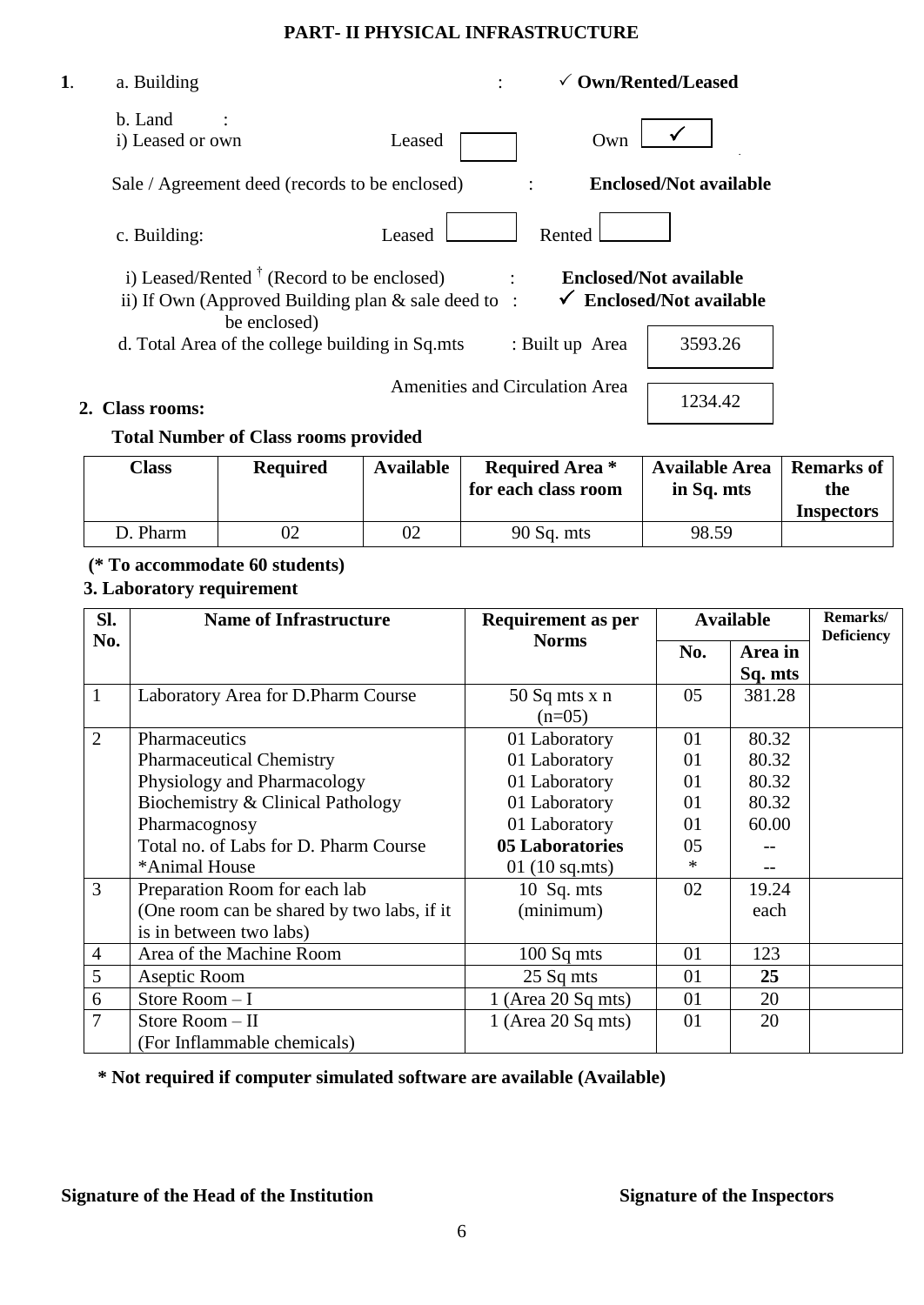## PART- II PHYSICAL INFRASTRUCTURE

**1.** a. Building : ✓ **Own/Rented/Leased**

b. Land :

i) Leased or own — Leased [ ] Own [✓]

Sale / Agreement deed (records to be enclosed) : **Enclosed/Not available**

c. Building: Leased [ ] Rented [ ]

i) Leased/Rented † (Record to be enclosed) : **Enclosed/Not available**

ii) If Own (Approved Building plan & sale deed to be enclosed) : ✓ **Enclosed/Not available**

d. Total Area of the college building in Sq.mts : Built up Area 3593.26

Amenities and Circulation Area 1234.42

**2. Class rooms:**

**Total Number of Class rooms provided**

| Class | Required | Available | Required Area * for each class room | Available Area in Sq. mts | Remarks of the Inspectors |
|---|---|---|---|---|---|
| D. Pharm | 02 | 02 | 90 Sq. mts | 98.59 | |

**(* To accommodate 60 students)**

**3. Laboratory requirement**

| Sl. No. | Name of Infrastructure | Requirement as per Norms | Available | | Remarks/ Deficiency |
|---|---|---|---|---|---|
| | | | No. | Area in Sq. mts | |
| 1 | Laboratory Area for D.Pharm Course | 50 Sq mts x n (n=05) | 05 | 381.28 | |
| 2 | Pharmaceutics<br>Pharmaceutical Chemistry<br>Physiology and Pharmacology<br>Biochemistry & Clinical Pathology<br>Pharmacognosy<br>Total no. of Labs for D. Pharm Course<br>*Animal House | 01 Laboratory<br>01 Laboratory<br>01 Laboratory<br>01 Laboratory<br>01 Laboratory<br>**05 Laboratories**<br>01 (10 sq.mts) | 01<br>01<br>01<br>01<br>01<br>05<br>* | 80.32<br>80.32<br>80.32<br>80.32<br>60.00<br>--<br>-- | |
| 3 | Preparation Room for each lab (One room can be shared by two labs, if it is in between two labs) | 10 Sq. mts (minimum) | 02 | 19.24 each | |
| 4 | Area of the Machine Room | 100 Sq mts | 01 | 123 | |
| 5 | Aseptic Room | 25 Sq mts | 01 | **25** | |
| 6 | Store Room – I | 1 (Area 20 Sq mts) | 01 | 20 | |
| 7 | Store Room – II (For Inflammable chemicals) | 1 (Area 20 Sq mts) | 01 | 20 | |

**\* Not required if computer simulated software are available (Available)**

**Signature of the Head of the Institution** **Signature of the Inspectors**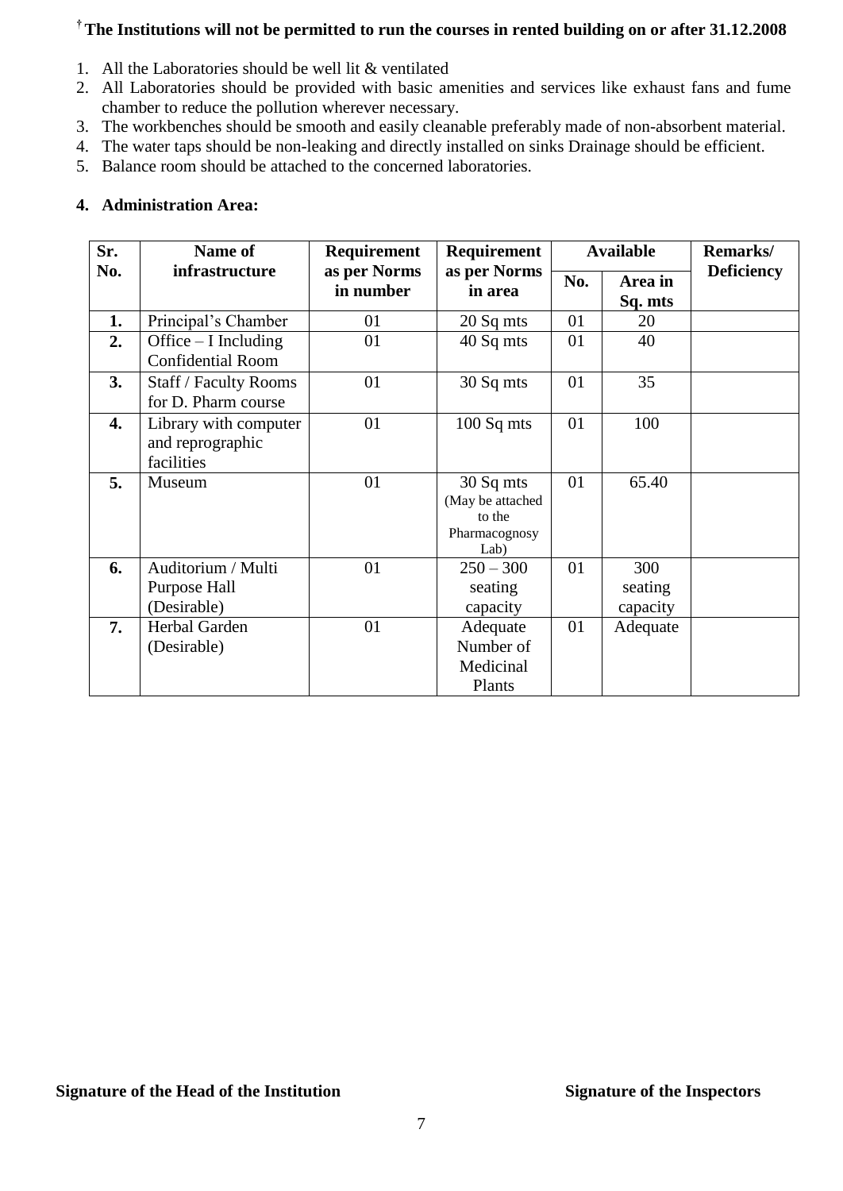**† The Institutions will not be permitted to run the courses in rented building on or after 31.12.2008**

1. All the Laboratories should be well lit & ventilated
2. All Laboratories should be provided with basic amenities and services like exhaust fans and fume chamber to reduce the pollution wherever necessary.
3. The workbenches should be smooth and easily cleanable preferably made of non-absorbent material.
4. The water taps should be non-leaking and directly installed on sinks Drainage should be efficient.
5. Balance room should be attached to the concerned laboratories.

**4. Administration Area:**

| Sr. No. | Name of infrastructure | Requirement as per Norms in number | Requirement as per Norms in area | Available | | Remarks/ Deficiency |
|---|---|---|---|---|---|---|
| | | | | No. | Area in Sq. mts | |
| 1. | Principal's Chamber | 01 | 20 Sq mts | 01 | 20 | |
| 2. | Office – I Including Confidential Room | 01 | 40 Sq mts | 01 | 40 | |
| 3. | Staff / Faculty Rooms for D. Pharm course | 01 | 30 Sq mts | 01 | 35 | |
| 4. | Library with computer and reprographic facilities | 01 | 100 Sq mts | 01 | 100 | |
| 5. | Museum | 01 | 30 Sq mts (May be attached to the Pharmacognosy Lab) | 01 | 65.40 | |
| 6. | Auditorium / Multi Purpose Hall (Desirable) | 01 | 250 – 300 seating capacity | 01 | 300 seating capacity | |
| 7. | Herbal Garden (Desirable) | 01 | Adequate Number of Medicinal Plants | 01 | Adequate | |

**Signature of the Head of the Institution** **Signature of the Inspectors**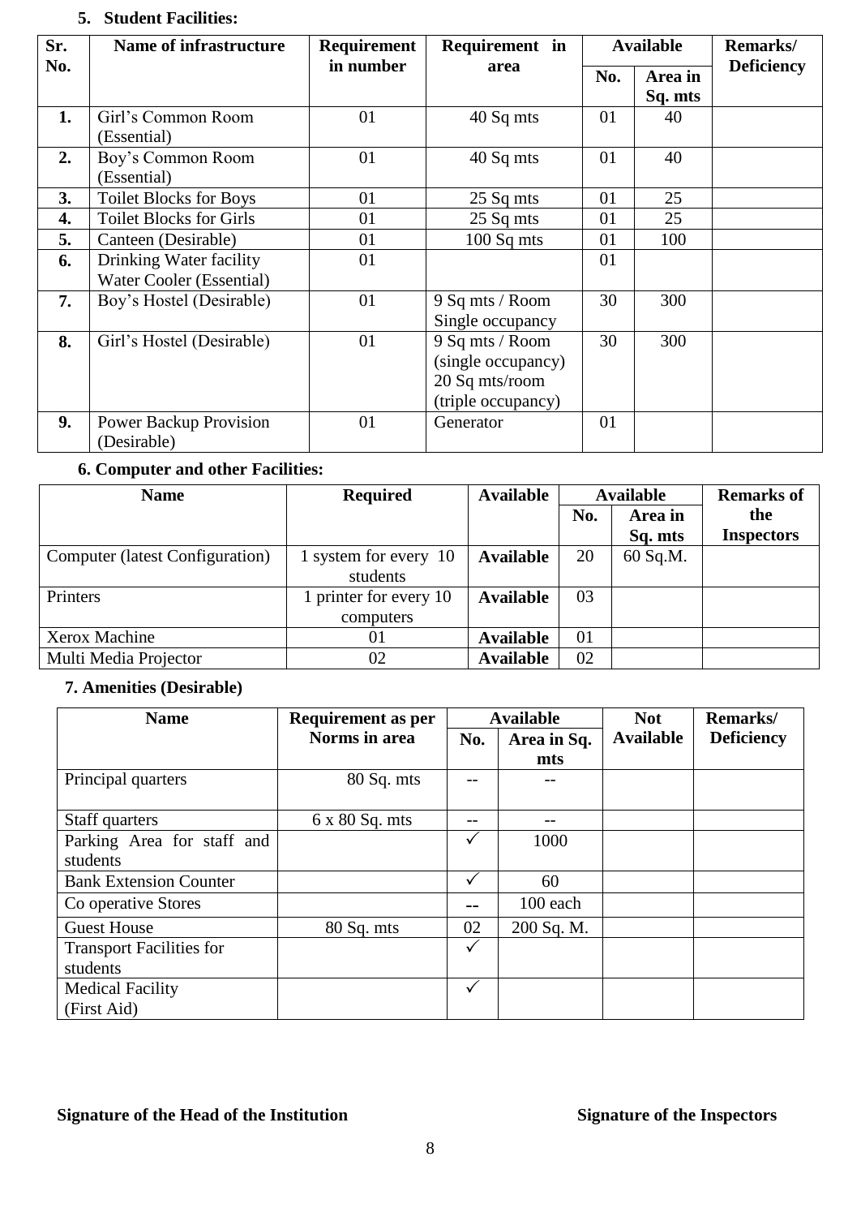### 5. Student Facilities:

| Sr. No. | Name of infrastructure | Requirement in number | Requirement in area | Available | | Remarks/ Deficiency |
|---|---|---|---|---|---|---|
| | | | | No. | Area in Sq. mts | |
| 1. | Girl's Common Room (Essential) | 01 | 40 Sq mts | 01 | 40 | |
| 2. | Boy's Common Room (Essential) | 01 | 40 Sq mts | 01 | 40 | |
| 3. | Toilet Blocks for Boys | 01 | 25 Sq mts | 01 | 25 | |
| 4. | Toilet Blocks for Girls | 01 | 25 Sq mts | 01 | 25 | |
| 5. | Canteen (Desirable) | 01 | 100 Sq mts | 01 | 100 | |
| 6. | Drinking Water facility Water Cooler (Essential) | 01 | | 01 | | |
| 7. | Boy's Hostel (Desirable) | 01 | 9 Sq mts / Room Single occupancy | 30 | 300 | |
| 8. | Girl's Hostel (Desirable) | 01 | 9 Sq mts / Room (single occupancy) 20 Sq mts/room (triple occupancy) | 30 | 300 | |
| 9. | Power Backup Provision (Desirable) | 01 | Generator | 01 | | |

### 6. Computer and other Facilities:

| Name | Required | Available | Available | | Remarks of the Inspectors |
|---|---|---|---|---|---|
| | | | No. | Area in Sq. mts | |
| Computer (latest Configuration) | 1 system for every 10 students | **Available** | 20 | 60 Sq.M. | |
| Printers | 1 printer for every 10 computers | **Available** | 03 | | |
| Xerox Machine | 01 | **Available** | 01 | | |
| Multi Media Projector | 02 | **Available** | 02 | | |

### 7. Amenities (Desirable)

| Name | Requirement as per Norms in area | Available | | Not Available | Remarks/ Deficiency |
|---|---|---|---|---|---|
| | | No. | Area in Sq. mts | | |
| Principal quarters | 80 Sq. mts | -- | -- | | |
| Staff quarters | 6 x 80 Sq. mts | -- | -- | | |
| Parking Area for staff and students | | ✓ | 1000 | | |
| Bank Extension Counter | | ✓ | 60 | | |
| Co operative Stores | | -- | 100 each | | |
| Guest House | 80 Sq. mts | 02 | 200 Sq. M. | | |
| Transport Facilities for students | | ✓ | | | |
| Medical Facility (First Aid) | | ✓ | | | |

**Signature of the Head of the Institution** **Signature of the Inspectors**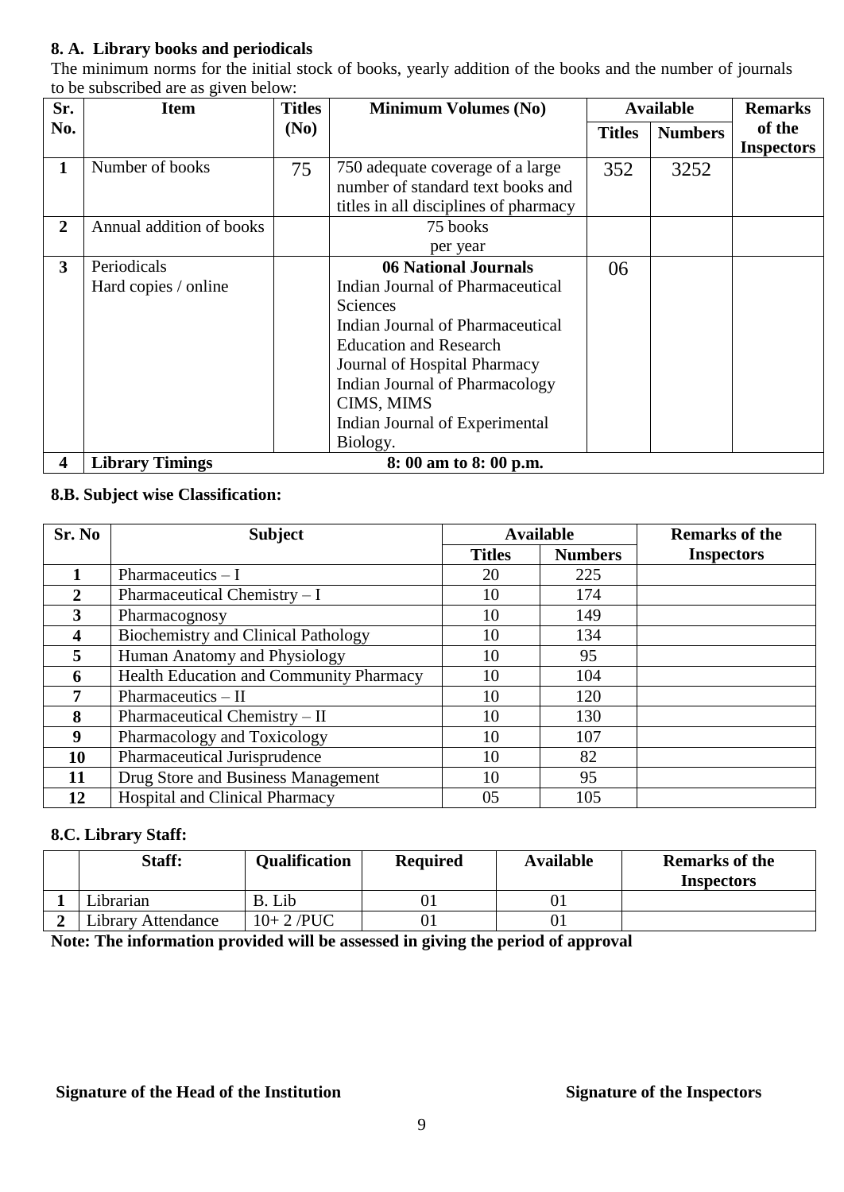**8. A. Library books and periodicals**

The minimum norms for the initial stock of books, yearly addition of the books and the number of journals to be subscribed are as given below:

| Sr. No. | Item | Titles (No) | Minimum Volumes (No) | Available | | Remarks of the Inspectors |
|---|---|---|---|---|---|---|
| | | | | Titles | Numbers | |
| 1 | Number of books | 75 | 750 adequate coverage of a large number of standard text books and titles in all disciplines of pharmacy | 352 | 3252 | |
| 2 | Annual addition of books | | 75 books per year | | | |
| 3 | Periodicals Hard copies / online | | **06 National Journals** Indian Journal of Pharmaceutical Sciences Indian Journal of Pharmaceutical Education and Research Journal of Hospital Pharmacy Indian Journal of Pharmacology CIMS, MIMS Indian Journal of Experimental Biology. | 06 | | |
| 4 | **Library Timings** | | **8: 00 am to 8: 00 p.m.** | | | |

**8.B. Subject wise Classification:**

| Sr. No | Subject | Available | | Remarks of the Inspectors |
|---|---|---|---|---|
| | | Titles | Numbers | |
| 1 | Pharmaceutics – I | 20 | 225 | |
| 2 | Pharmaceutical Chemistry – I | 10 | 174 | |
| 3 | Pharmacognosy | 10 | 149 | |
| 4 | Biochemistry and Clinical Pathology | 10 | 134 | |
| 5 | Human Anatomy and Physiology | 10 | 95 | |
| 6 | Health Education and Community Pharmacy | 10 | 104 | |
| 7 | Pharmaceutics – II | 10 | 120 | |
| 8 | Pharmaceutical Chemistry – II | 10 | 130 | |
| 9 | Pharmacology and Toxicology | 10 | 107 | |
| 10 | Pharmaceutical Jurisprudence | 10 | 82 | |
| 11 | Drug Store and Business Management | 10 | 95 | |
| 12 | Hospital and Clinical Pharmacy | 05 | 105 | |

**8.C. Library Staff:**

| | Staff: | Qualification | Required | Available | Remarks of the Inspectors |
|---|---|---|---|---|---|
| 1 | Librarian | B. Lib | 01 | 01 | |
| 2 | Library Attendance | 10+ 2 /PUC | 01 | 01 | |

**Note: The information provided will be assessed in giving the period of approval**

**Signature of the Head of the Institution** **Signature of the Inspectors**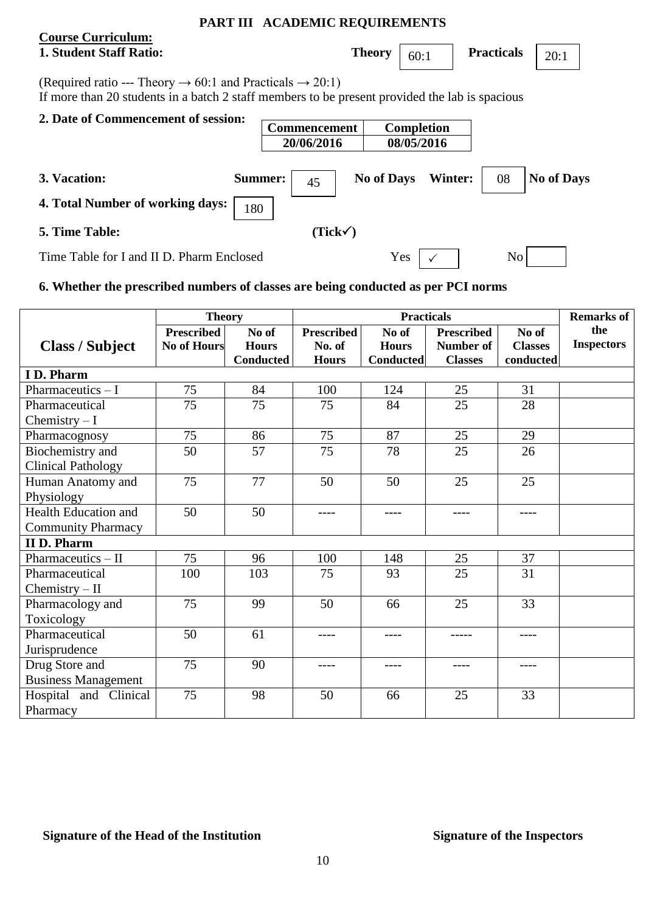# PART III ACADEMIC REQUIREMENTS

**Course Curriculum:**

**1. Student Staff Ratio:** **Theory** 60:1 **Practicals** 20:1

(Required ratio --- Theory → 60:1 and Practicals → 20:1)
If more than 20 students in a batch 2 staff members to be present provided the lab is spacious

**2. Date of Commencement of session:**

| Commencement | Completion |
|---|---|
| 20/06/2016 | 08/05/2016 |

**3. Vacation:** **Summer:** 45 **No of Days** **Winter:** 08 **No of Days**

**4. Total Number of working days:** 180

**5. Time Table:** **(Tick✓)**

Time Table for I and II D. Pharm Enclosed Yes ✓ No

**6. Whether the prescribed numbers of classes are being conducted as per PCI norms**

| Class / Subject | Theory | | Practicals | | | | Remarks of the Inspectors |
|---|---|---|---|---|---|---|---|
| | Prescribed No of Hours | No of Hours Conducted | Prescribed No. of Hours | No of Hours Conducted | Prescribed Number of Classes | No of Classes conducted | |
| **I D. Pharm** | | | | | | | |
| Pharmaceutics – I | 75 | 84 | 100 | 124 | 25 | 31 | |
| Pharmaceutical Chemistry – I | 75 | 75 | 75 | 84 | 25 | 28 | |
| Pharmacognosy | 75 | 86 | 75 | 87 | 25 | 29 | |
| Biochemistry and Clinical Pathology | 50 | 57 | 75 | 78 | 25 | 26 | |
| Human Anatomy and Physiology | 75 | 77 | 50 | 50 | 25 | 25 | |
| Health Education and Community Pharmacy | 50 | 50 | ---- | ---- | ---- | ---- | |
| **II D. Pharm** | | | | | | | |
| Pharmaceutics – II | 75 | 96 | 100 | 148 | 25 | 37 | |
| Pharmaceutical Chemistry – II | 100 | 103 | 75 | 93 | 25 | 31 | |
| Pharmacology and Toxicology | 75 | 99 | 50 | 66 | 25 | 33 | |
| Pharmaceutical Jurisprudence | 50 | 61 | ---- | ---- | ----- | ---- | |
| Drug Store and Business Management | 75 | 90 | ---- | ---- | ---- | ---- | |
| Hospital and Clinical Pharmacy | 75 | 98 | 50 | 66 | 25 | 33 | |

**Signature of the Head of the Institution** **Signature of the Inspectors**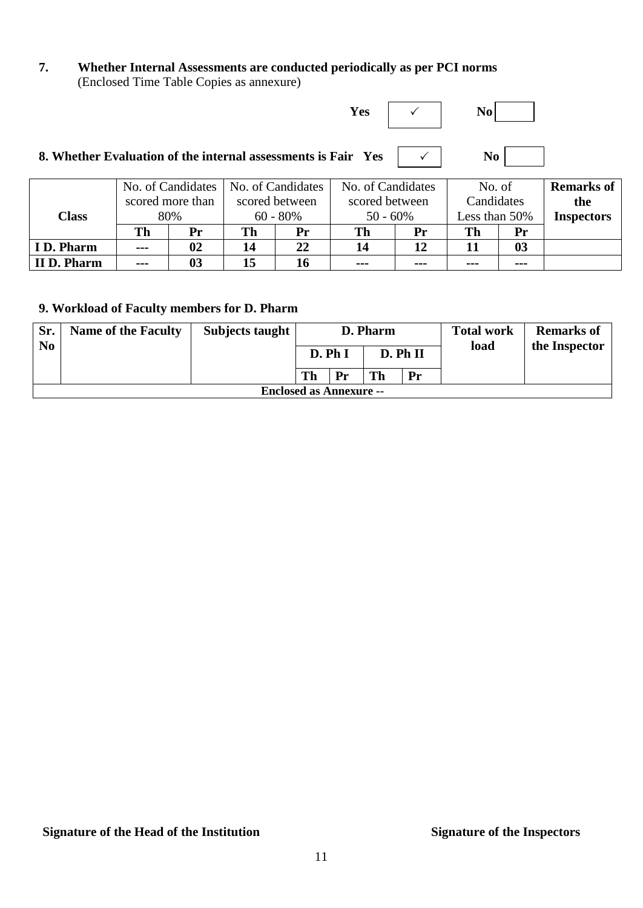**7. Whether Internal Assessments are conducted periodically as per PCI norms**
(Enclosed Time Table Copies as annexure)

**Yes** ✓ **No** ☐

**8. Whether Evaluation of the internal assessments is Fair Yes** ✓ **No** ☐

| **Class** | No. of Candidates scored more than 80% | | No. of Candidates scored between 60 - 80% | | No. of Candidates scored between 50 - 60% | | No. of Candidates Less than 50% | | **Remarks of the Inspectors** |
|---|---|---|---|---|---|---|---|---|---|
| | **Th** | **Pr** | **Th** | **Pr** | **Th** | **Pr** | **Th** | **Pr** | |
| **I D. Pharm** | **---** | **02** | **14** | **22** | **14** | **12** | **11** | **03** | |
| **II D. Pharm** | **---** | **03** | **15** | **16** | **---** | **---** | **---** | **---** | |

**9. Workload of Faculty members for D. Pharm**

| **Sr. No** | **Name of the Faculty** | **Subjects taught** | **D. Pharm** | | | | **Total work load** | **Remarks of the Inspector** |
|---|---|---|---|---|---|---|---|---|
| | | | **D. Ph I** | | **D. Ph II** | | | |
| | | | **Th** | **Pr** | **Th** | **Pr** | | |
| **Enclosed as Annexure --** | | | | | | | | |

**Signature of the Head of the Institution** **Signature of the Inspectors**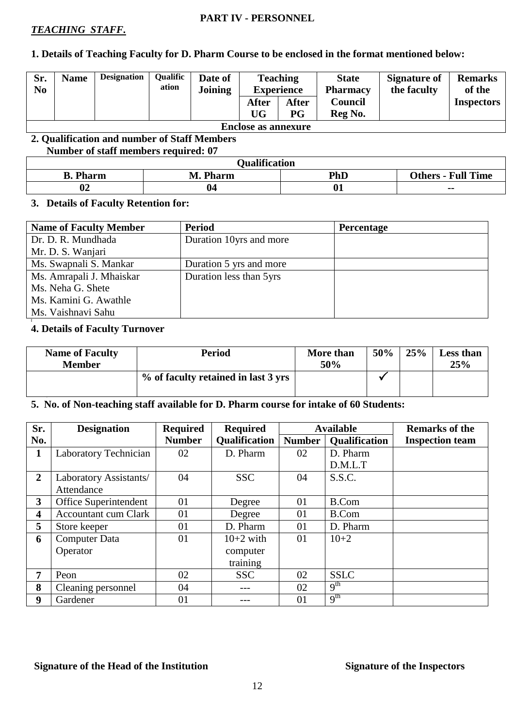## PART IV - PERSONNEL

***TEACHING STAFF.***

**1. Details of Teaching Faculty for D. Pharm Course to be enclosed in the format mentioned below:**

| Sr. No | Name | Designation | Qualification | Date of Joining | Teaching Experience | | State Pharmacy Council Reg No. | Signature of the faculty | Remarks of the Inspectors |
|---|---|---|---|---|---|---|---|---|---|
| | | | | | After UG | After PG | | | |
| Enclose as annexure | | | | | | | | | |

**2. Qualification and number of Staff Members**

**Number of staff members required: 07**

| Qualification | | | |
|---|---|---|---|
| **B. Pharm** | **M. Pharm** | **PhD** | **Others - Full Time** |
| **02** | **04** | **01** | **--** |

**3. Details of Faculty Retention for:**

| Name of Faculty Member | Period | Percentage |
|---|---|---|
| Dr. D. R. Mundhada<br>Mr. D. S. Wanjari | Duration 10yrs and more | |
| Ms. Swapnali S. Mankar | Duration 5 yrs and more | |
| Ms. Amrapali J. Mhaiskar<br>Ms. Neha G. Shete<br>Ms. Kamini G. Awathle<br>Ms. Vaishnavi Sahu | Duration less than 5yrs | |

**4. Details of Faculty Turnover**

| Name of Faculty Member | Period | More than 50% | 50% | 25% | Less than 25% |
|---|---|---|---|---|---|
| | **% of faculty retained in last 3 yrs** | | ✓ | | |

**5. No. of Non-teaching staff available for D. Pharm course for intake of 60 Students:**

| Sr. No. | Designation | Required Number | Required Qualification | Available Number | Available Qualification | Remarks of the Inspection team |
|---|---|---|---|---|---|---|
| **1** | Laboratory Technician | 02 | D. Pharm | 02 | D. Pharm<br>D.M.L.T | |
| **2** | Laboratory Assistants/ Attendance | 04 | SSC | 04 | S.S.C. | |
| **3** | Office Superintendent | 01 | Degree | 01 | B.Com | |
| **4** | Accountant cum Clark | 01 | Degree | 01 | B.Com | |
| **5** | Store keeper | 01 | D. Pharm | 01 | D. Pharm | |
| **6** | Computer Data Operator | 01 | 10+2 with computer training | 01 | 10+2 | |
| **7** | Peon | 02 | SSC | 02 | SSLC | |
| **8** | Cleaning personnel | 04 | --- | 02 | 9th | |
| **9** | Gardener | 01 | --- | 01 | 9th | |

**Signature of the Head of the Institution** **Signature of the Inspectors**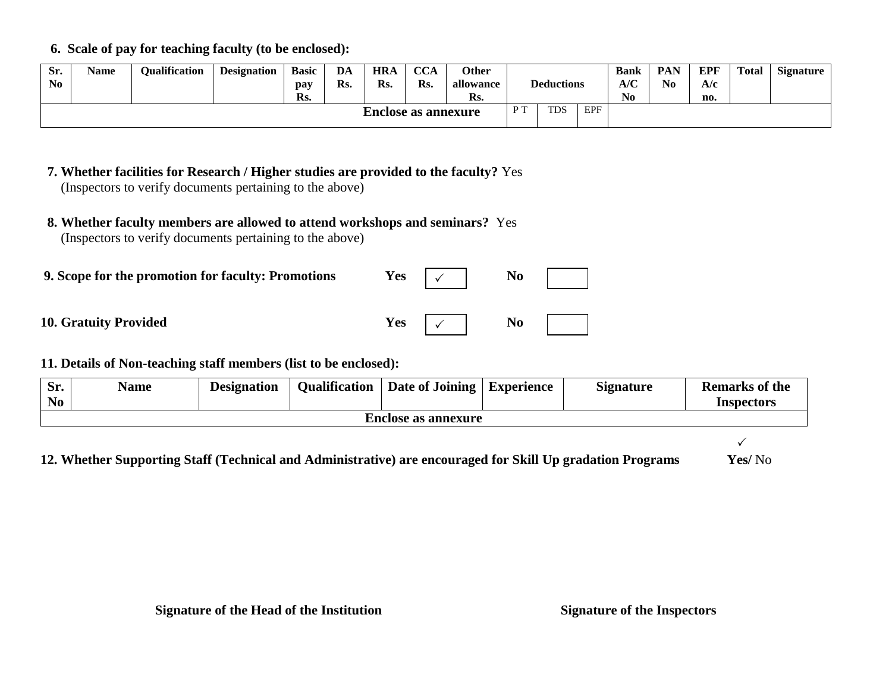**6. Scale of pay for teaching faculty (to be enclosed):**

| Sr. No | Name | Qualification | Designation | Basic pay Rs. | DA Rs. | HRA Rs. | CCA Rs. | Other allowance Rs. | Deductions | | | Bank A/C No | PAN No | EPF A/c no. | Total | Signature |
|---|---|---|---|---|---|---|---|---|---|---|---|---|---|---|---|---|
| Enclose as annexure | | | | | | | | | P T | TDS | EPF | | | | | |

**7. Whether facilities for Research / Higher studies are provided to the faculty?** Yes
(Inspectors to verify documents pertaining to the above)

**8. Whether faculty members are allowed to attend workshops and seminars?** Yes
(Inspectors to verify documents pertaining to the above)

**9. Scope for the promotion for faculty: Promotions** **Yes** ✓ **No** ☐

**10. Gratuity Provided** **Yes** ✓ **No** ☐

**11. Details of Non-teaching staff members (list to be enclosed):**

| Sr. No | Name | Designation | Qualification | Date of Joining | Experience | Signature | Remarks of the Inspectors |
|---|---|---|---|---|---|---|---|
| Enclose as annexure | | | | | | | |

**12. Whether Supporting Staff (Technical and Administrative) are encouraged for Skill Up gradation Programs** ✓ **Yes/** No

**Signature of the Head of the Institution** **Signature of the Inspectors**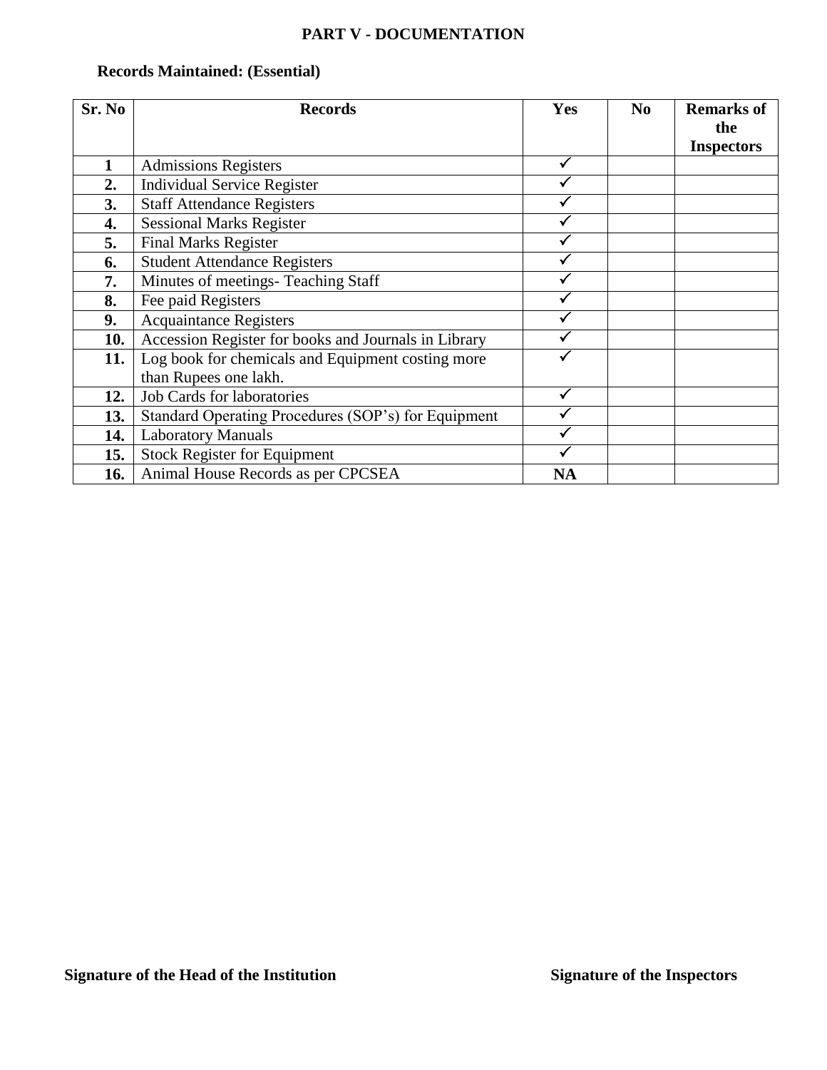# PART V - DOCUMENTATION

**Records Maintained: (Essential)**

| Sr. No | Records | Yes | No | Remarks of the Inspectors |
|---|---|---|---|---|
| **1** | Admissions Registers | ✓ | | |
| **2.** | Individual Service Register | ✓ | | |
| **3.** | Staff Attendance Registers | ✓ | | |
| **4.** | Sessional Marks Register | ✓ | | |
| **5.** | Final Marks Register | ✓ | | |
| **6.** | Student Attendance Registers | ✓ | | |
| **7.** | Minutes of meetings- Teaching Staff | ✓ | | |
| **8.** | Fee paid Registers | ✓ | | |
| **9.** | Acquaintance Registers | ✓ | | |
| **10.** | Accession Register for books and Journals in Library | ✓ | | |
| **11.** | Log book for chemicals and Equipment costing more than Rupees one lakh. | ✓ | | |
| **12.** | Job Cards for laboratories | ✓ | | |
| **13.** | Standard Operating Procedures (SOP's) for Equipment | ✓ | | |
| **14.** | Laboratory Manuals | ✓ | | |
| **15.** | Stock Register for Equipment | ✓ | | |
| **16.** | Animal House Records as per CPCSEA | **NA** | | |

**Signature of the Head of the Institution** **Signature of the Inspectors**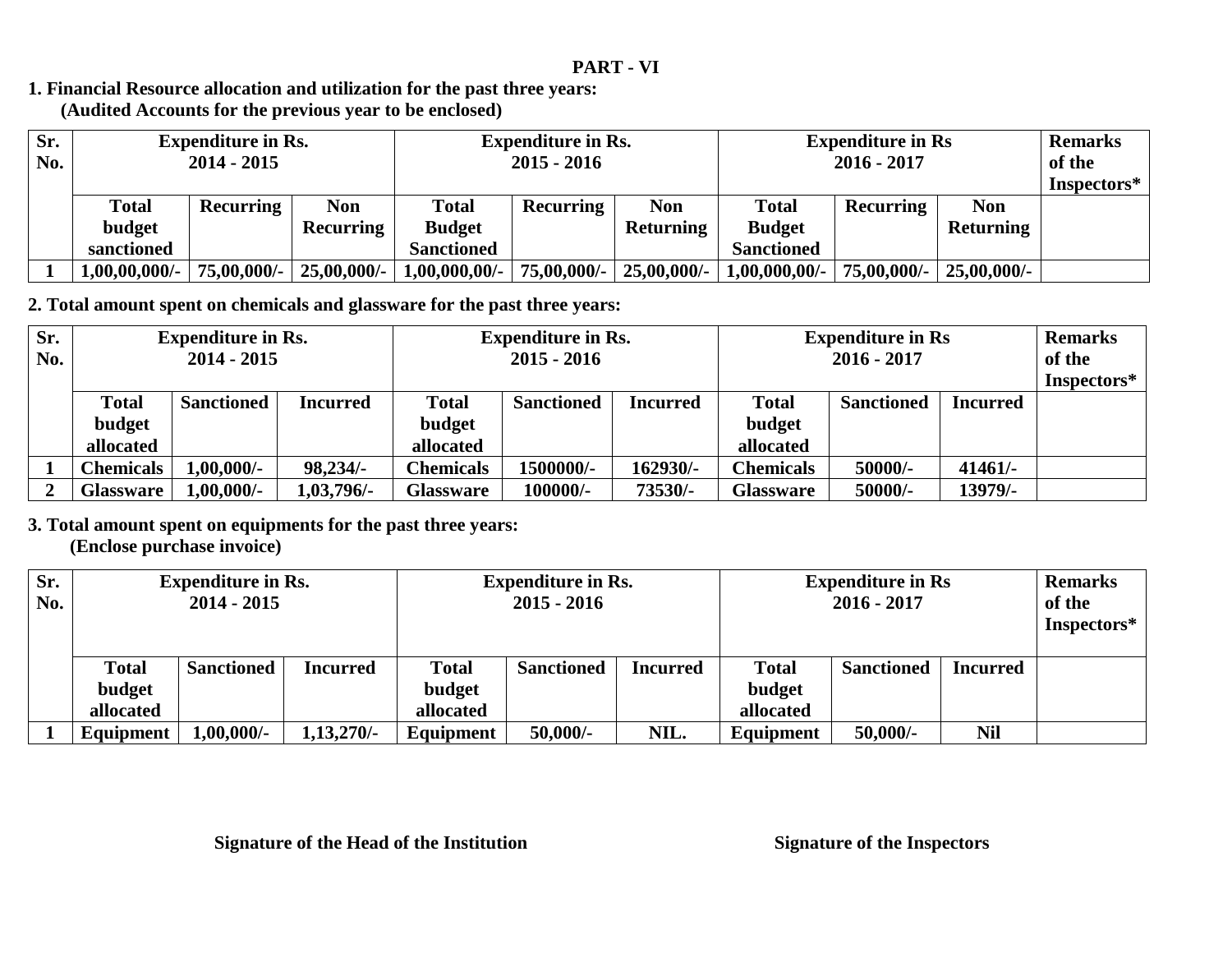**PART - VI**

**1. Financial Resource allocation and utilization for the past three years:**

**(Audited Accounts for the previous year to be enclosed)**

| Sr. No. | Expenditure in Rs. 2014 - 2015 | | | Expenditure in Rs. 2015 - 2016 | | | Expenditure in Rs 2016 - 2017 | | | Remarks of the Inspectors* |
|---|---|---|---|---|---|---|---|---|---|---|
| | Total budget sanctioned | Recurring | Non Recurring | Total Budget Sanctioned | Recurring | Non Returning | Total Budget Sanctioned | Recurring | Non Returning | |
| 1 | 1,00,00,000/- | 75,00,000/- | 25,00,000/- | 1,00,000,00/- | 75,00,000/- | 25,00,000/- | 1,00,000,00/- | 75,00,000/- | 25,00,000/- | |

**2. Total amount spent on chemicals and glassware for the past three years:**

| Sr. No. | Expenditure in Rs. 2014 - 2015 | | | Expenditure in Rs. 2015 - 2016 | | | Expenditure in Rs 2016 - 2017 | | | Remarks of the Inspectors* |
|---|---|---|---|---|---|---|---|---|---|---|
| | Total budget allocated | Sanctioned | Incurred | Total budget allocated | Sanctioned | Incurred | Total budget allocated | Sanctioned | Incurred | |
| 1 | Chemicals | 1,00,000/- | 98,234/- | Chemicals | 1500000/- | 162930/- | Chemicals | 50000/- | 41461/- | |
| 2 | Glassware | 1,00,000/- | 1,03,796/- | Glassware | 100000/- | 73530/- | Glassware | 50000/- | 13979/- | |

**3. Total amount spent on equipments for the past three years:**

**(Enclose purchase invoice)**

| Sr. No. | Expenditure in Rs. 2014 - 2015 | | | Expenditure in Rs. 2015 - 2016 | | | Expenditure in Rs 2016 - 2017 | | | Remarks of the Inspectors* |
|---|---|---|---|---|---|---|---|---|---|---|
| | Total budget allocated | Sanctioned | Incurred | Total budget allocated | Sanctioned | Incurred | Total budget allocated | Sanctioned | Incurred | |
| 1 | Equipment | 1,00,000/- | 1,13,270/- | Equipment | 50,000/- | NIL. | Equipment | 50,000/- | Nil | |

**Signature of the Head of the Institution** **Signature of the Inspectors**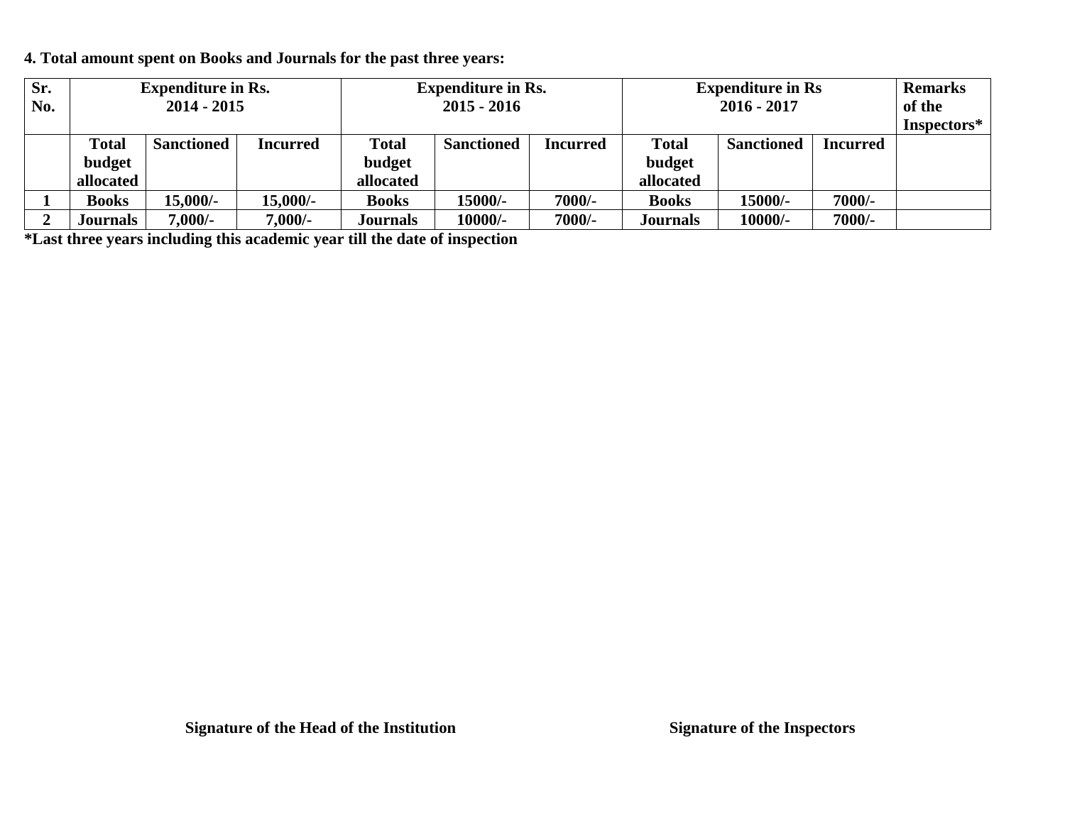**4. Total amount spent on Books and Journals for the past three years:**

| Sr. No. | Expenditure in Rs. 2014 - 2015 | | | Expenditure in Rs. 2015 - 2016 | | | Expenditure in Rs 2016 - 2017 | | | Remarks of the Inspectors* |
|---|---|---|---|---|---|---|---|---|---|---|
| | Total budget allocated | Sanctioned | Incurred | Total budget allocated | Sanctioned | Incurred | Total budget allocated | Sanctioned | Incurred | |
| 1 | Books | 15,000/- | 15,000/- | Books | 15000/- | 7000/- | Books | 15000/- | 7000/- | |
| 2 | Journals | 7,000/- | 7,000/- | Journals | 10000/- | 7000/- | Journals | 10000/- | 7000/- | |

***Last three years including this academic year till the date of inspection**

**Signature of the Head of the Institution** **Signature of the Inspectors**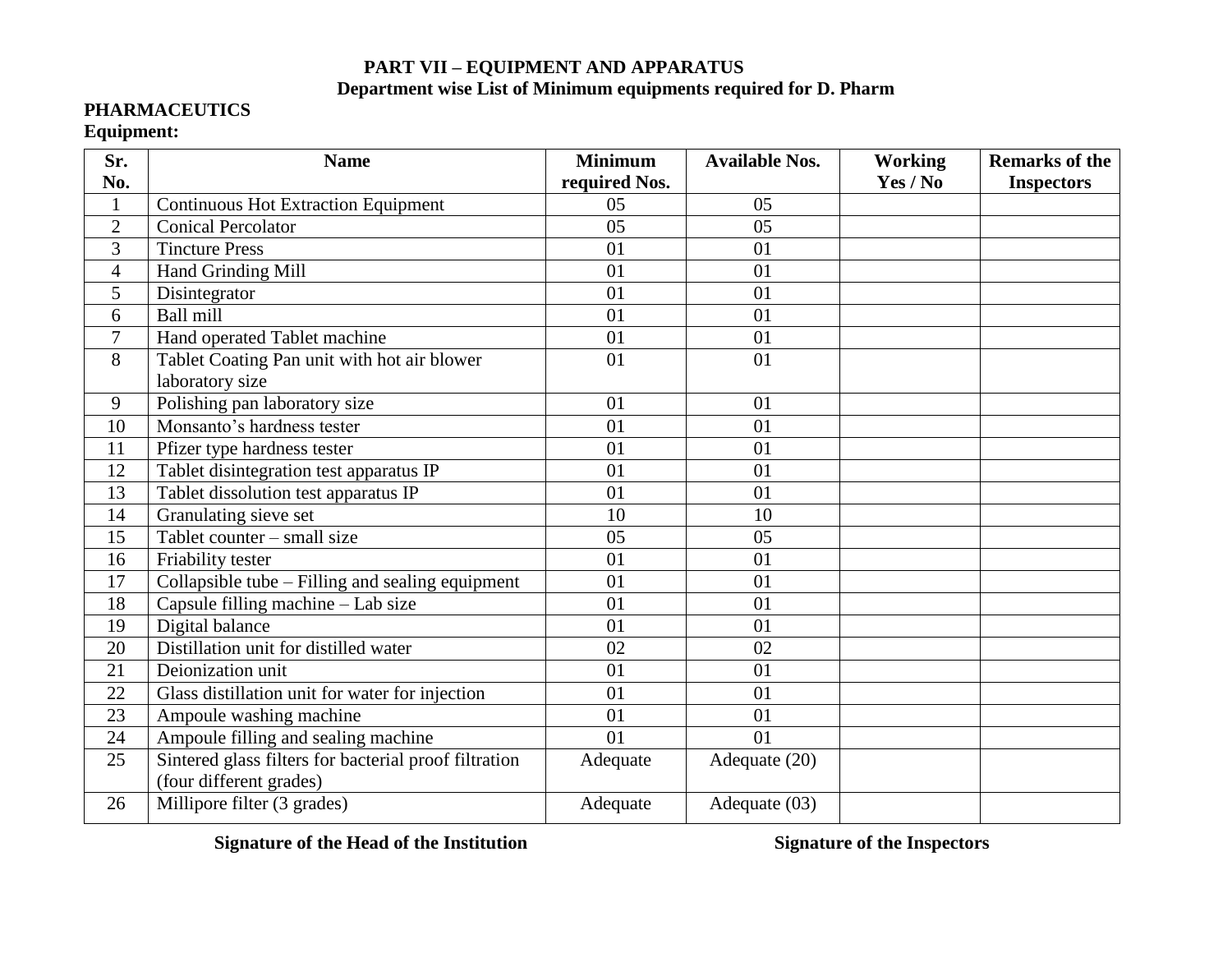# PART VII – EQUIPMENT AND APPARATUS

## Department wise List of Minimum equipments required for D. Pharm

**PHARMACEUTICS**

**Equipment:**

| Sr. No. | Name | Minimum required Nos. | Available Nos. | Working Yes / No | Remarks of the Inspectors |
|---|---|---|---|---|---|
| 1 | Continuous Hot Extraction Equipment | 05 | 05 | | |
| 2 | Conical Percolator | 05 | 05 | | |
| 3 | Tincture Press | 01 | 01 | | |
| 4 | Hand Grinding Mill | 01 | 01 | | |
| 5 | Disintegrator | 01 | 01 | | |
| 6 | Ball mill | 01 | 01 | | |
| 7 | Hand operated Tablet machine | 01 | 01 | | |
| 8 | Tablet Coating Pan unit with hot air blower laboratory size | 01 | 01 | | |
| 9 | Polishing pan laboratory size | 01 | 01 | | |
| 10 | Monsanto's hardness tester | 01 | 01 | | |
| 11 | Pfizer type hardness tester | 01 | 01 | | |
| 12 | Tablet disintegration test apparatus IP | 01 | 01 | | |
| 13 | Tablet dissolution test apparatus IP | 01 | 01 | | |
| 14 | Granulating sieve set | 10 | 10 | | |
| 15 | Tablet counter – small size | 05 | 05 | | |
| 16 | Friability tester | 01 | 01 | | |
| 17 | Collapsible tube – Filling and sealing equipment | 01 | 01 | | |
| 18 | Capsule filling machine – Lab size | 01 | 01 | | |
| 19 | Digital balance | 01 | 01 | | |
| 20 | Distillation unit for distilled water | 02 | 02 | | |
| 21 | Deionization unit | 01 | 01 | | |
| 22 | Glass distillation unit for water for injection | 01 | 01 | | |
| 23 | Ampoule washing machine | 01 | 01 | | |
| 24 | Ampoule filling and sealing machine | 01 | 01 | | |
| 25 | Sintered glass filters for bacterial proof filtration (four different grades) | Adequate | Adequate (20) | | |
| 26 | Millipore filter (3 grades) | Adequate | Adequate (03) | | |

**Signature of the Head of the Institution** **Signature of the Inspectors**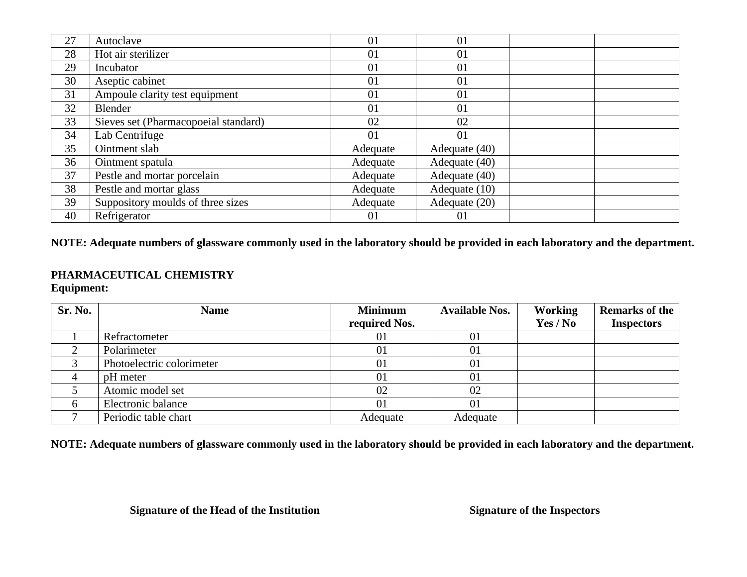| 27 | Autoclave | 01 | 01 | | |
|---|---|---|---|---|---|
| 28 | Hot air sterilizer | 01 | 01 | | |
| 29 | Incubator | 01 | 01 | | |
| 30 | Aseptic cabinet | 01 | 01 | | |
| 31 | Ampoule clarity test equipment | 01 | 01 | | |
| 32 | Blender | 01 | 01 | | |
| 33 | Sieves set (Pharmacopoeial standard) | 02 | 02 | | |
| 34 | Lab Centrifuge | 01 | 01 | | |
| 35 | Ointment slab | Adequate | Adequate (40) | | |
| 36 | Ointment spatula | Adequate | Adequate (40) | | |
| 37 | Pestle and mortar porcelain | Adequate | Adequate (40) | | |
| 38 | Pestle and mortar glass | Adequate | Adequate (10) | | |
| 39 | Suppository moulds of three sizes | Adequate | Adequate (20) | | |
| 40 | Refrigerator | 01 | 01 | | |

**NOTE: Adequate numbers of glassware commonly used in the laboratory should be provided in each laboratory and the department.**

**PHARMACEUTICAL CHEMISTRY**
**Equipment:**

| Sr. No. | Name | Minimum required Nos. | Available Nos. | Working Yes / No | Remarks of the Inspectors |
|---|---|---|---|---|---|
| 1 | Refractometer | 01 | 01 | | |
| 2 | Polarimeter | 01 | 01 | | |
| 3 | Photoelectric colorimeter | 01 | 01 | | |
| 4 | pH meter | 01 | 01 | | |
| 5 | Atomic model set | 02 | 02 | | |
| 6 | Electronic balance | 01 | 01 | | |
| 7 | Periodic table chart | Adequate | Adequate | | |

**NOTE: Adequate numbers of glassware commonly used in the laboratory should be provided in each laboratory and the department.**

**Signature of the Head of the Institution** **Signature of the Inspectors**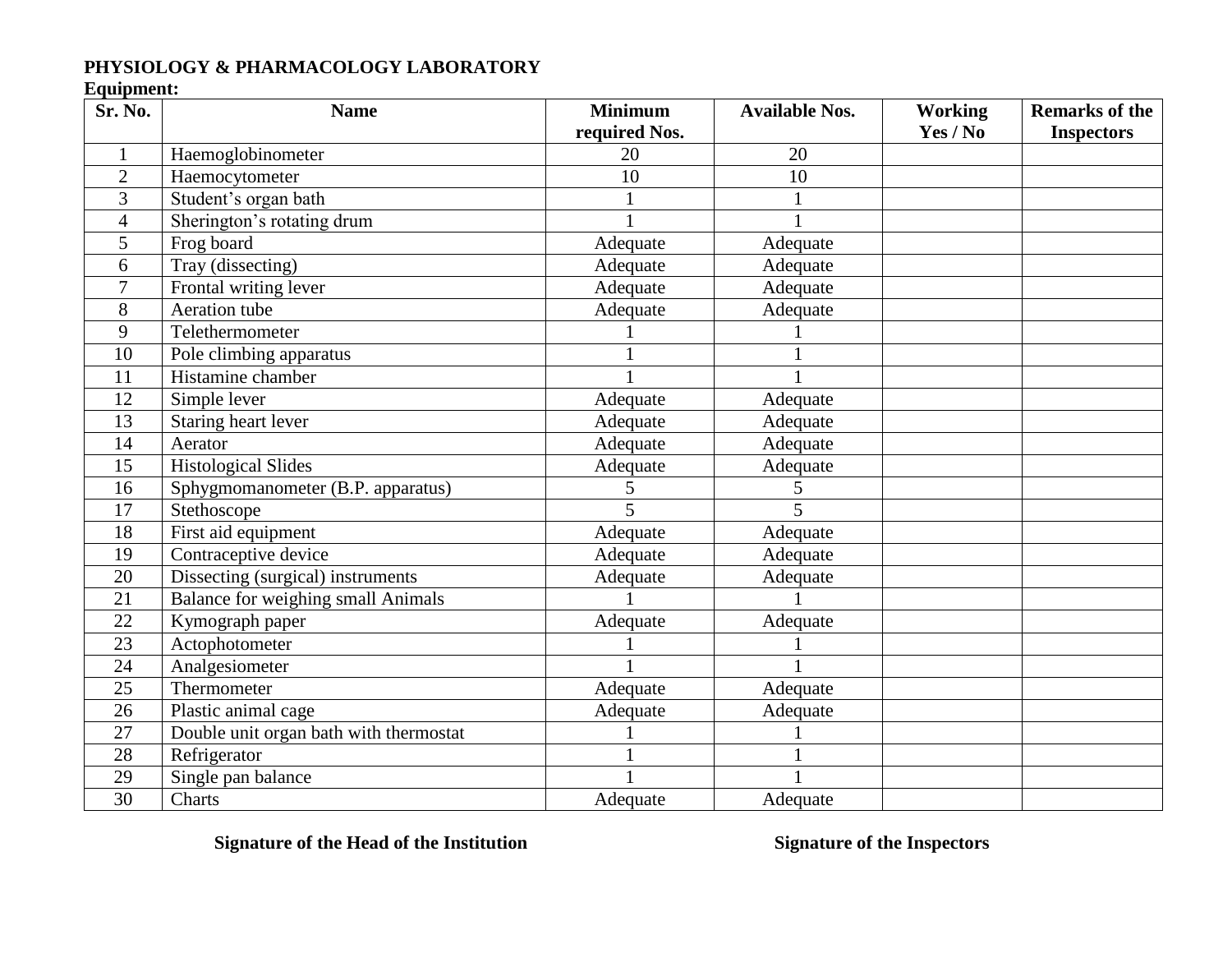**PHYSIOLOGY & PHARMACOLOGY LABORATORY**

**Equipment:**

| Sr. No. | Name | Minimum required Nos. | Available Nos. | Working Yes / No | Remarks of the Inspectors |
|---|---|---|---|---|---|
| 1 | Haemoglobinometer | 20 | 20 | | |
| 2 | Haemocytometer | 10 | 10 | | |
| 3 | Student’s organ bath | 1 | 1 | | |
| 4 | Sherington’s rotating drum | 1 | 1 | | |
| 5 | Frog board | Adequate | Adequate | | |
| 6 | Tray (dissecting) | Adequate | Adequate | | |
| 7 | Frontal writing lever | Adequate | Adequate | | |
| 8 | Aeration tube | Adequate | Adequate | | |
| 9 | Telethermometer | 1 | 1 | | |
| 10 | Pole climbing apparatus | 1 | 1 | | |
| 11 | Histamine chamber | 1 | 1 | | |
| 12 | Simple lever | Adequate | Adequate | | |
| 13 | Staring heart lever | Adequate | Adequate | | |
| 14 | Aerator | Adequate | Adequate | | |
| 15 | Histological Slides | Adequate | Adequate | | |
| 16 | Sphygmomanometer (B.P. apparatus) | 5 | 5 | | |
| 17 | Stethoscope | 5 | 5 | | |
| 18 | First aid equipment | Adequate | Adequate | | |
| 19 | Contraceptive device | Adequate | Adequate | | |
| 20 | Dissecting (surgical) instruments | Adequate | Adequate | | |
| 21 | Balance for weighing small Animals | 1 | 1 | | |
| 22 | Kymograph paper | Adequate | Adequate | | |
| 23 | Actophotometer | 1 | 1 | | |
| 24 | Analgesiometer | 1 | 1 | | |
| 25 | Thermometer | Adequate | Adequate | | |
| 26 | Plastic animal cage | Adequate | Adequate | | |
| 27 | Double unit organ bath with thermostat | 1 | 1 | | |
| 28 | Refrigerator | 1 | 1 | | |
| 29 | Single pan balance | 1 | 1 | | |
| 30 | Charts | Adequate | Adequate | | |

**Signature of the Head of the Institution** **Signature of the Inspectors**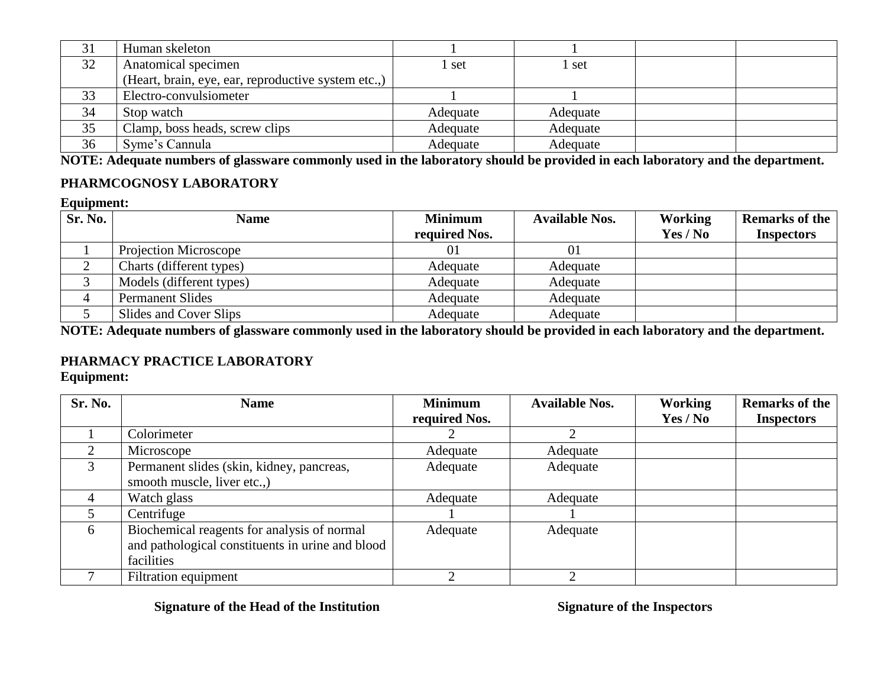| | | | | | |
|---|---|---|---|---|---|
| 31 | Human skeleton | 1 | 1 | | |
| 32 | Anatomical specimen (Heart, brain, eye, ear, reproductive system etc.,) | 1 set | 1 set | | |
| 33 | Electro-convulsiometer | 1 | 1 | | |
| 34 | Stop watch | Adequate | Adequate | | |
| 35 | Clamp, boss heads, screw clips | Adequate | Adequate | | |
| 36 | Syme's Cannula | Adequate | Adequate | | |

**NOTE: Adequate numbers of glassware commonly used in the laboratory should be provided in each laboratory and the department.**

**PHARMCOGNOSY LABORATORY**

**Equipment:**

| Sr. No. | Name | Minimum required Nos. | Available Nos. | Working Yes / No | Remarks of the Inspectors |
|---|---|---|---|---|---|
| 1 | Projection Microscope | 01 | 01 | | |
| 2 | Charts (different types) | Adequate | Adequate | | |
| 3 | Models (different types) | Adequate | Adequate | | |
| 4 | Permanent Slides | Adequate | Adequate | | |
| 5 | Slides and Cover Slips | Adequate | Adequate | | |

**NOTE: Adequate numbers of glassware commonly used in the laboratory should be provided in each laboratory and the department.**

**PHARMACY PRACTICE LABORATORY**

**Equipment:**

| Sr. No. | Name | Minimum required Nos. | Available Nos. | Working Yes / No | Remarks of the Inspectors |
|---|---|---|---|---|---|
| 1 | Colorimeter | 2 | 2 | | |
| 2 | Microscope | Adequate | Adequate | | |
| 3 | Permanent slides (skin, kidney, pancreas, smooth muscle, liver etc.,) | Adequate | Adequate | | |
| 4 | Watch glass | Adequate | Adequate | | |
| 5 | Centrifuge | 1 | 1 | | |
| 6 | Biochemical reagents for analysis of normal and pathological constituents in urine and blood facilities | Adequate | Adequate | | |
| 7 | Filtration equipment | 2 | 2 | | |

**Signature of the Head of the Institution** **Signature of the Inspectors**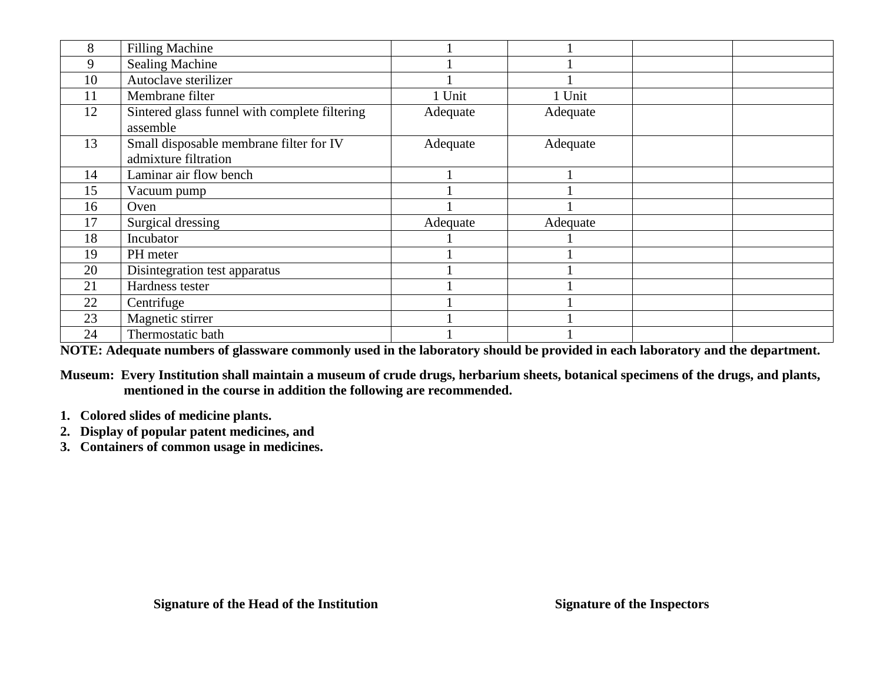| 8 | Filling Machine | 1 | 1 | | |
|---|---|---|---|---|---|
| 9 | Sealing Machine | 1 | 1 | | |
| 10 | Autoclave sterilizer | 1 | 1 | | |
| 11 | Membrane filter | 1 Unit | 1 Unit | | |
| 12 | Sintered glass funnel with complete filtering assemble | Adequate | Adequate | | |
| 13 | Small disposable membrane filter for IV admixture filtration | Adequate | Adequate | | |
| 14 | Laminar air flow bench | 1 | 1 | | |
| 15 | Vacuum pump | 1 | 1 | | |
| 16 | Oven | 1 | 1 | | |
| 17 | Surgical dressing | Adequate | Adequate | | |
| 18 | Incubator | 1 | 1 | | |
| 19 | PH meter | 1 | 1 | | |
| 20 | Disintegration test apparatus | 1 | 1 | | |
| 21 | Hardness tester | 1 | 1 | | |
| 22 | Centrifuge | 1 | 1 | | |
| 23 | Magnetic stirrer | 1 | 1 | | |
| 24 | Thermostatic bath | 1 | 1 | | |

**NOTE: Adequate numbers of glassware commonly used in the laboratory should be provided in each laboratory and the department.**

**Museum: Every Institution shall maintain a museum of crude drugs, herbarium sheets, botanical specimens of the drugs, and plants, mentioned in the course in addition the following are recommended.**

1. **Colored slides of medicine plants.**
2. **Display of popular patent medicines, and**
3. **Containers of common usage in medicines.**

**Signature of the Head of the Institution** **Signature of the Inspectors**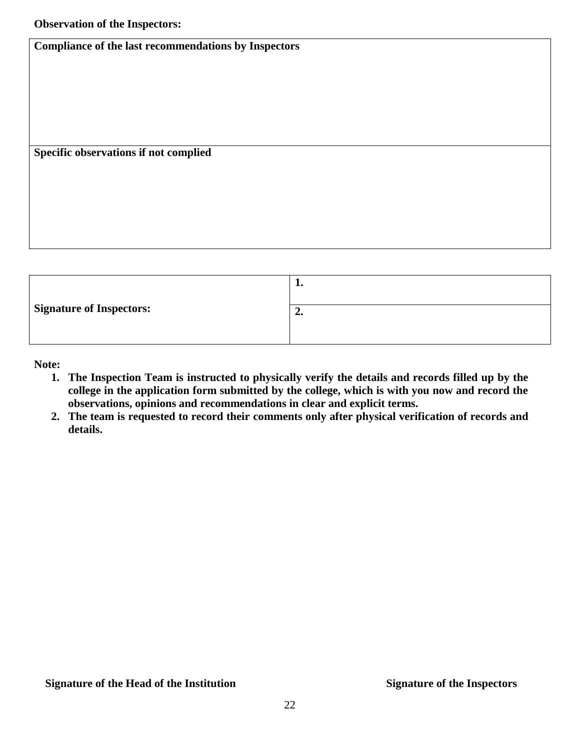**Observation of the Inspectors:**

| **Compliance of the last recommendations by Inspectors** |
|---|
| |
| **Specific observations if not complied** |
| |

| | |
|---|---|
| **Signature of Inspectors:** | **1.** |
| | **2.** |

**Note:**

1. **The Inspection Team is instructed to physically verify the details and records filled up by the college in the application form submitted by the college, which is with you now and record the observations, opinions and recommendations in clear and explicit terms.**
2. **The team is requested to record their comments only after physical verification of records and details.**

**Signature of the Head of the Institution** **Signature of the Inspectors**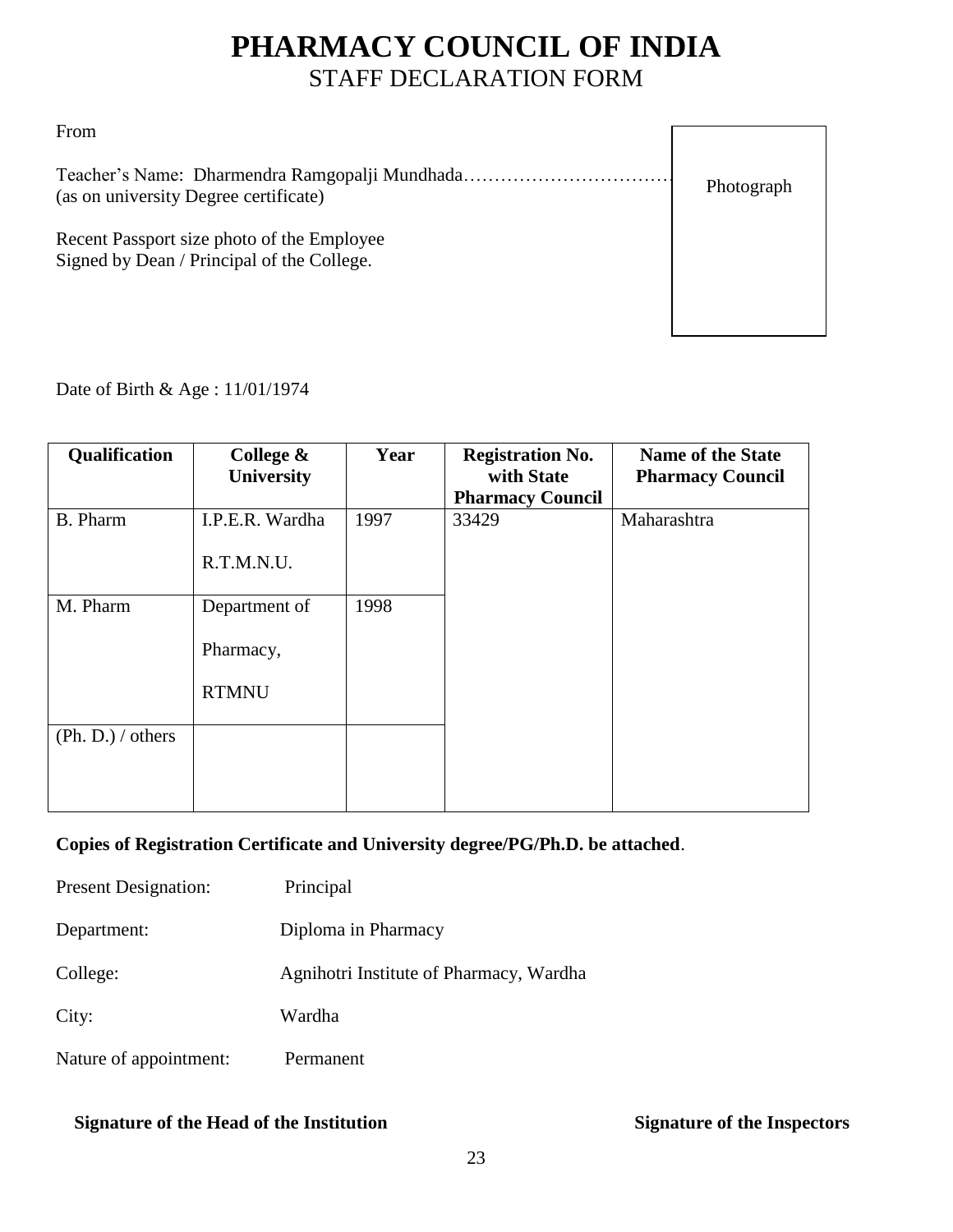# PHARMACY COUNCIL OF INDIA

## STAFF DECLARATION FORM

From

Teacher's Name: Dharmendra Ramgopalji Mundhada……………………………
(as on university Degree certificate)

Photograph

Recent Passport size photo of the Employee
Signed by Dean / Principal of the College.

Date of Birth & Age : 11/01/1974

| Qualification | College & University | Year | Registration No. with State Pharmacy Council | Name of the State Pharmacy Council |
|---|---|---|---|---|
| B. Pharm | I.P.E.R. Wardha R.T.M.N.U. | 1997 | 33429 | Maharashtra |
| M. Pharm | Department of Pharmacy, RTMNU | 1998 | | |
| (Ph. D.) / others | | | | |

**Copies of Registration Certificate and University degree/PG/Ph.D. be attached**.

Present Designation: Principal

Department: Diploma in Pharmacy

College: Agnihotri Institute of Pharmacy, Wardha

City: Wardha

Nature of appointment: Permanent

**Signature of the Head of the Institution** **Signature of the Inspectors**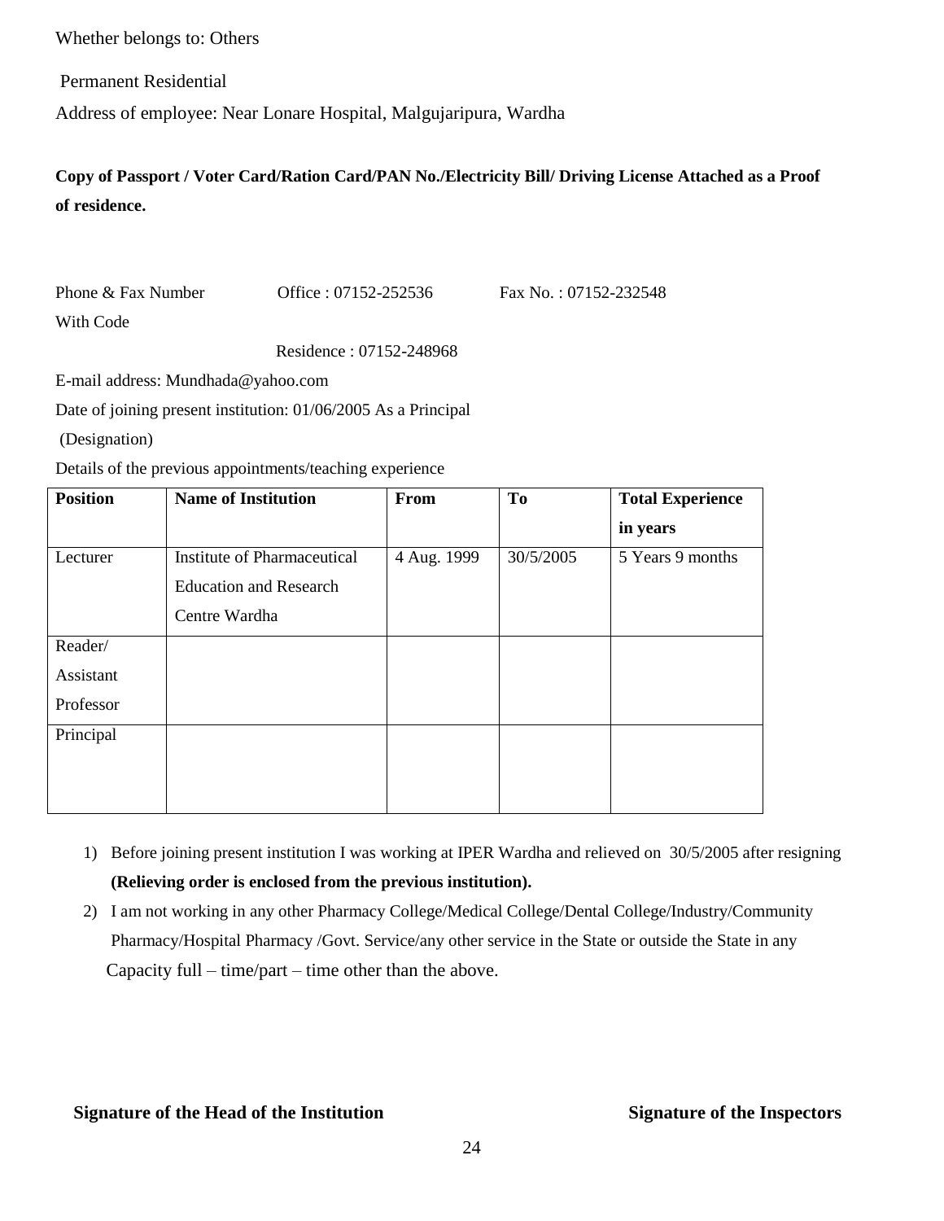Whether belongs to: Others

Permanent Residential

Address of employee: Near Lonare Hospital, Malgujaripura, Wardha

**Copy of Passport / Voter Card/Ration Card/PAN No./Electricity Bill/ Driving License Attached as a Proof of residence.**

Phone & Fax Number With Code    Office : 07152-252536    Fax No. : 07152-232548

Residence : 07152-248968

E-mail address: Mundhada@yahoo.com

Date of joining present institution: 01/06/2005 As a Principal

(Designation)

Details of the previous appointments/teaching experience

| **Position** | **Name of Institution** | **From** | **To** | **Total Experience in years** |
|---|---|---|---|---|
| Lecturer | Institute of Pharmaceutical Education and Research Centre Wardha | 4 Aug. 1999 | 30/5/2005 | 5 Years 9 months |
| Reader/ Assistant Professor | | | | |
| Principal | | | | |

1) Before joining present institution I was working at IPER Wardha and relieved on 30/5/2005 after resigning **(Relieving order is enclosed from the previous institution).**
2) I am not working in any other Pharmacy College/Medical College/Dental College/Industry/Community Pharmacy/Hospital Pharmacy /Govt. Service/any other service in the State or outside the State in any Capacity full – time/part – time other than the above.

**Signature of the Head of the Institution**    **Signature of the Inspectors**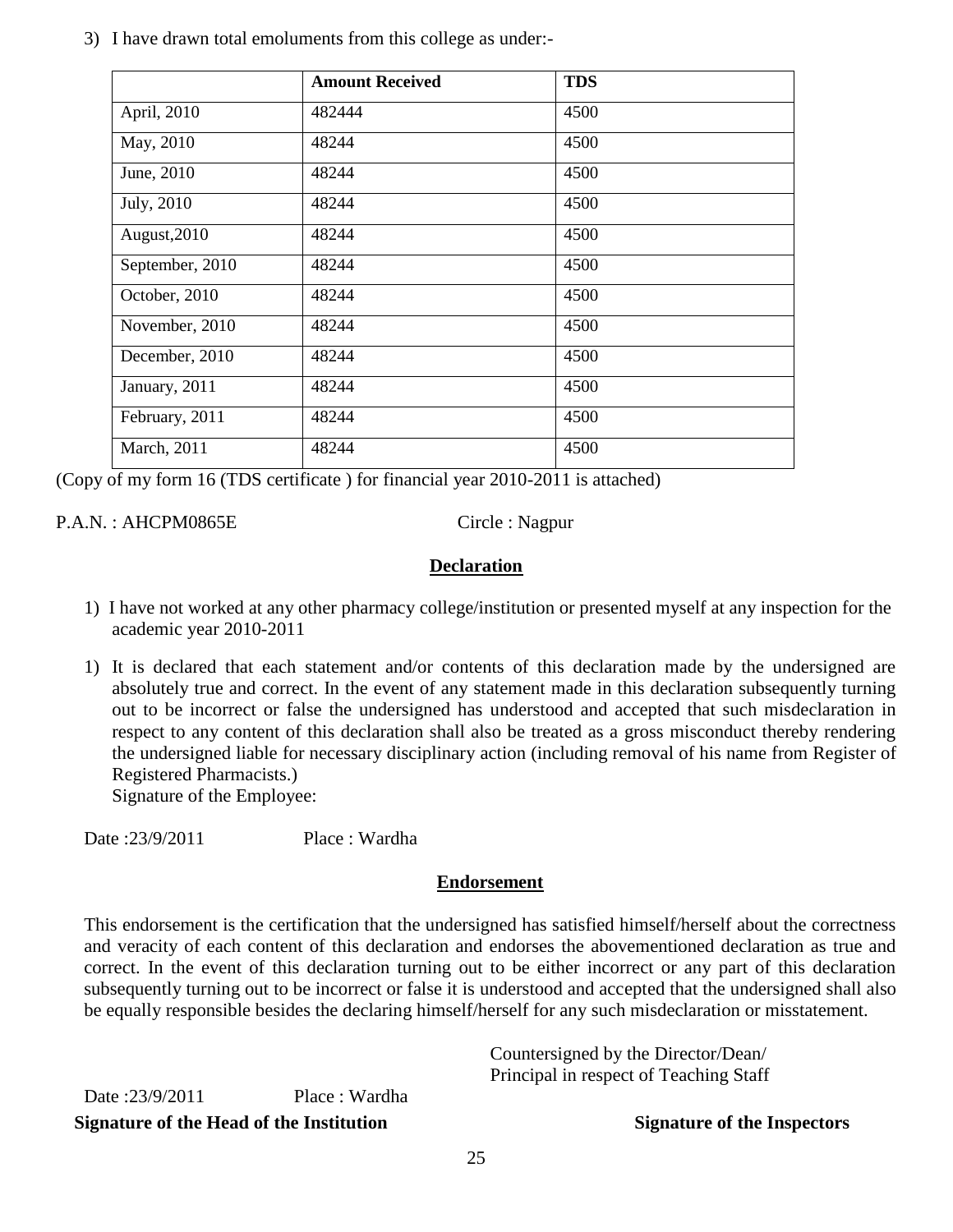3) I have drawn total emoluments from this college as under:-

| | Amount Received | TDS |
|---|---|---|
| April, 2010 | 482444 | 4500 |
| May, 2010 | 48244 | 4500 |
| June, 2010 | 48244 | 4500 |
| July, 2010 | 48244 | 4500 |
| August,2010 | 48244 | 4500 |
| September, 2010 | 48244 | 4500 |
| October, 2010 | 48244 | 4500 |
| November, 2010 | 48244 | 4500 |
| December, 2010 | 48244 | 4500 |
| January, 2011 | 48244 | 4500 |
| February, 2011 | 48244 | 4500 |
| March, 2011 | 48244 | 4500 |

(Copy of my form 16 (TDS certificate ) for financial year 2010-2011 is attached)

P.A.N. : AHCPM0865E Circle : Nagpur

## Declaration

1) I have not worked at any other pharmacy college/institution or presented myself at any inspection for the academic year 2010-2011

1) It is declared that each statement and/or contents of this declaration made by the undersigned are absolutely true and correct. In the event of any statement made in this declaration subsequently turning out to be incorrect or false the undersigned has understood and accepted that such misdeclaration in respect to any content of this declaration shall also be treated as a gross misconduct thereby rendering the undersigned liable for necessary disciplinary action (including removal of his name from Register of Registered Pharmacists.)
   Signature of the Employee:

Date :23/9/2011 Place : Wardha

## Endorsement

This endorsement is the certification that the undersigned has satisfied himself/herself about the correctness and veracity of each content of this declaration and endorses the abovementioned declaration as true and correct. In the event of this declaration turning out to be either incorrect or any part of this declaration subsequently turning out to be incorrect or false it is understood and accepted that the undersigned shall also be equally responsible besides the declaring himself/herself for any such misdeclaration or misstatement.

Countersigned by the Director/Dean/
Principal in respect of Teaching Staff

Date :23/9/2011 Place : Wardha

**Signature of the Head of the Institution** **Signature of the Inspectors**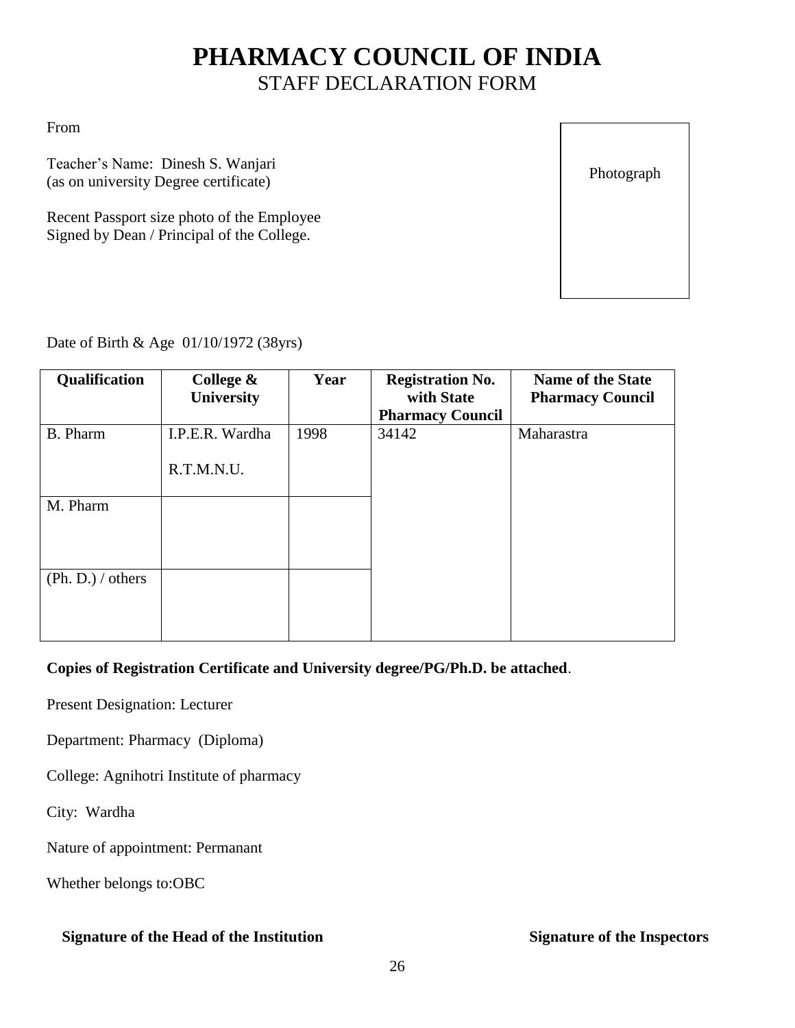# PHARMACY COUNCIL OF INDIA

## STAFF DECLARATION FORM

From

Teacher's Name: Dinesh S. Wanjari
(as on university Degree certificate)

Recent Passport size photo of the Employee
Signed by Dean / Principal of the College.

Photograph

Date of Birth & Age 01/10/1972 (38yrs)

| Qualification | College & University | Year | Registration No. with State Pharmacy Council | Name of the State Pharmacy Council |
|---|---|---|---|---|
| B. Pharm | I.P.E.R. Wardha<br>R.T.M.N.U. | 1998 | 34142 | Maharastra |
| M. Pharm | | | | |
| (Ph. D.) / others | | | | |

**Copies of Registration Certificate and University degree/PG/Ph.D. be attached**.

Present Designation: Lecturer

Department: Pharmacy (Diploma)

College: Agnihotri Institute of pharmacy

City: Wardha

Nature of appointment: Permanant

Whether belongs to:OBC

**Signature of the Head of the Institution** **Signature of the Inspectors**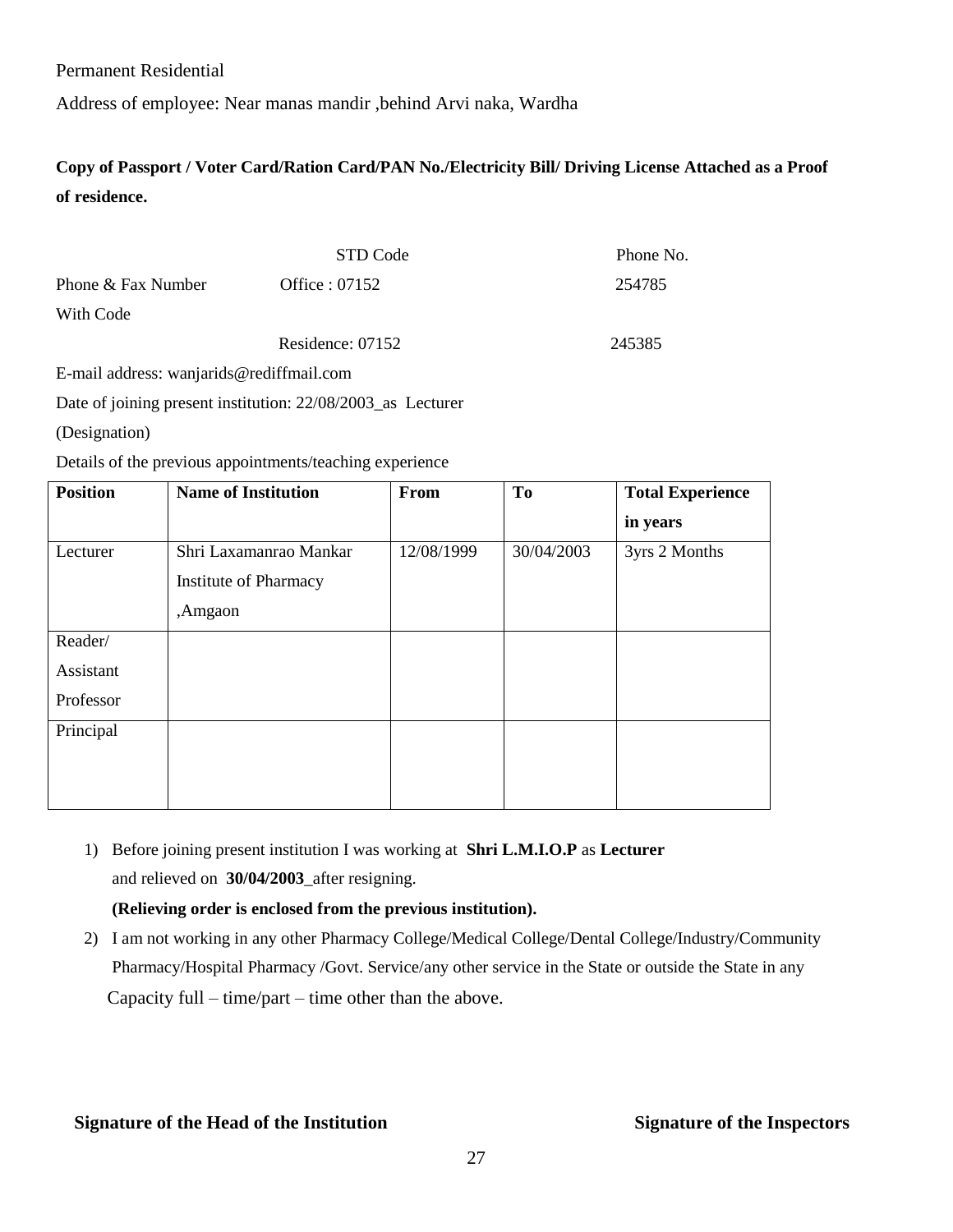Permanent Residential

Address of employee: Near manas mandir ,behind Arvi naka, Wardha

**Copy of Passport / Voter Card/Ration Card/PAN No./Electricity Bill/ Driving License Attached as a Proof of residence.**

| | STD Code | Phone No. |
|---|---|---|
| Phone & Fax Number With Code | Office : 07152 | 254785 |
| | Residence: 07152 | 245385 |

E-mail address: wanjarids@rediffmail.com

Date of joining present institution: 22/08/2003_as Lecturer

(Designation)

Details of the previous appointments/teaching experience

| **Position** | **Name of Institution** | **From** | **To** | **Total Experience in years** |
|---|---|---|---|---|
| Lecturer | Shri Laxamanrao Mankar Institute of Pharmacy ,Amgaon | 12/08/1999 | 30/04/2003 | 3yrs 2 Months |
| Reader/ Assistant Professor | | | | |
| Principal | | | | |

1) Before joining present institution I was working at **Shri L.M.I.O.P** as **Lecturer** and relieved on **30/04/2003**_after resigning.

   **(Relieving order is enclosed from the previous institution).**

2) I am not working in any other Pharmacy College/Medical College/Dental College/Industry/Community Pharmacy/Hospital Pharmacy /Govt. Service/any other service in the State or outside the State in any Capacity full – time/part – time other than the above.

**Signature of the Head of the Institution** **Signature of the Inspectors**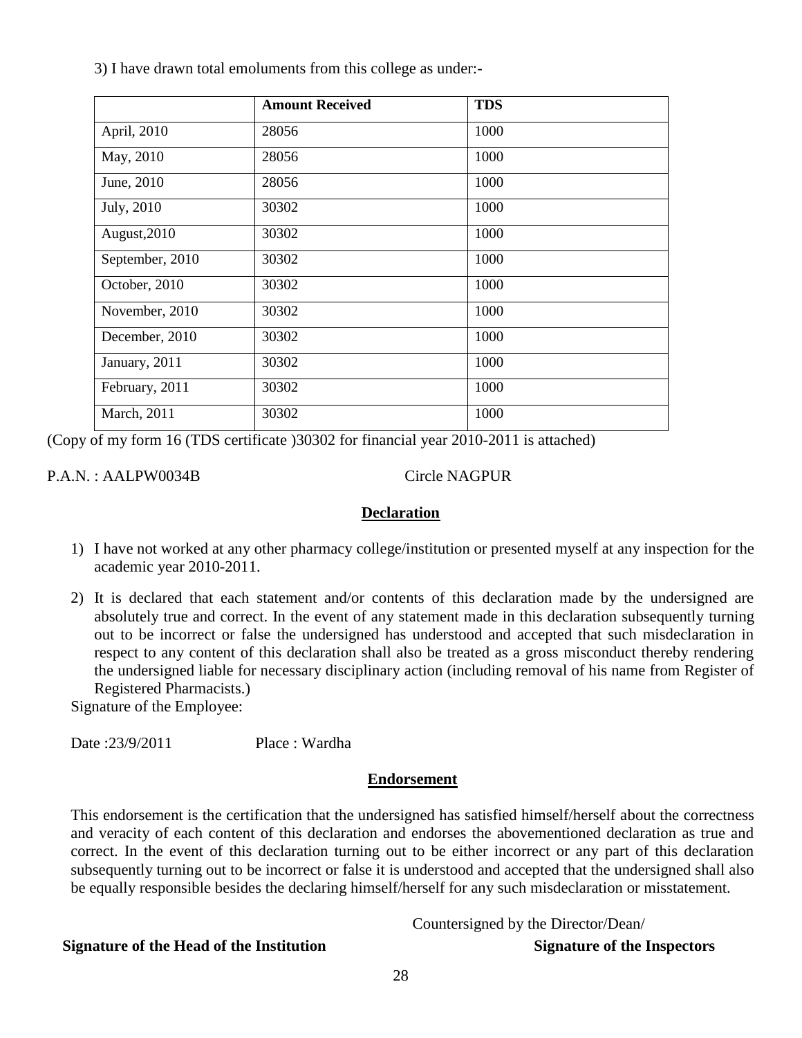3) I have drawn total emoluments from this college as under:-

| | **Amount Received** | **TDS** |
|---|---|---|
| April, 2010 | 28056 | 1000 |
| May, 2010 | 28056 | 1000 |
| June, 2010 | 28056 | 1000 |
| July, 2010 | 30302 | 1000 |
| August,2010 | 30302 | 1000 |
| September, 2010 | 30302 | 1000 |
| October, 2010 | 30302 | 1000 |
| November, 2010 | 30302 | 1000 |
| December, 2010 | 30302 | 1000 |
| January, 2011 | 30302 | 1000 |
| February, 2011 | 30302 | 1000 |
| March, 2011 | 30302 | 1000 |

(Copy of my form 16 (TDS certificate )30302 for financial year 2010-2011 is attached)

P.A.N. : AALPW0034B Circle NAGPUR

## Declaration

1) I have not worked at any other pharmacy college/institution or presented myself at any inspection for the academic year 2010-2011.
2) It is declared that each statement and/or contents of this declaration made by the undersigned are absolutely true and correct. In the event of any statement made in this declaration subsequently turning out to be incorrect or false the undersigned has understood and accepted that such misdeclaration in respect to any content of this declaration shall also be treated as a gross misconduct thereby rendering the undersigned liable for necessary disciplinary action (including removal of his name from Register of Registered Pharmacists.)

Signature of the Employee:

Date :23/9/2011 Place : Wardha

## Endorsement

This endorsement is the certification that the undersigned has satisfied himself/herself about the correctness and veracity of each content of this declaration and endorses the abovementioned declaration as true and correct. In the event of this declaration turning out to be either incorrect or any part of this declaration subsequently turning out to be incorrect or false it is understood and accepted that the undersigned shall also be equally responsible besides the declaring himself/herself for any such misdeclaration or misstatement.

Countersigned by the Director/Dean/

**Signature of the Head of the Institution** **Signature of the Inspectors**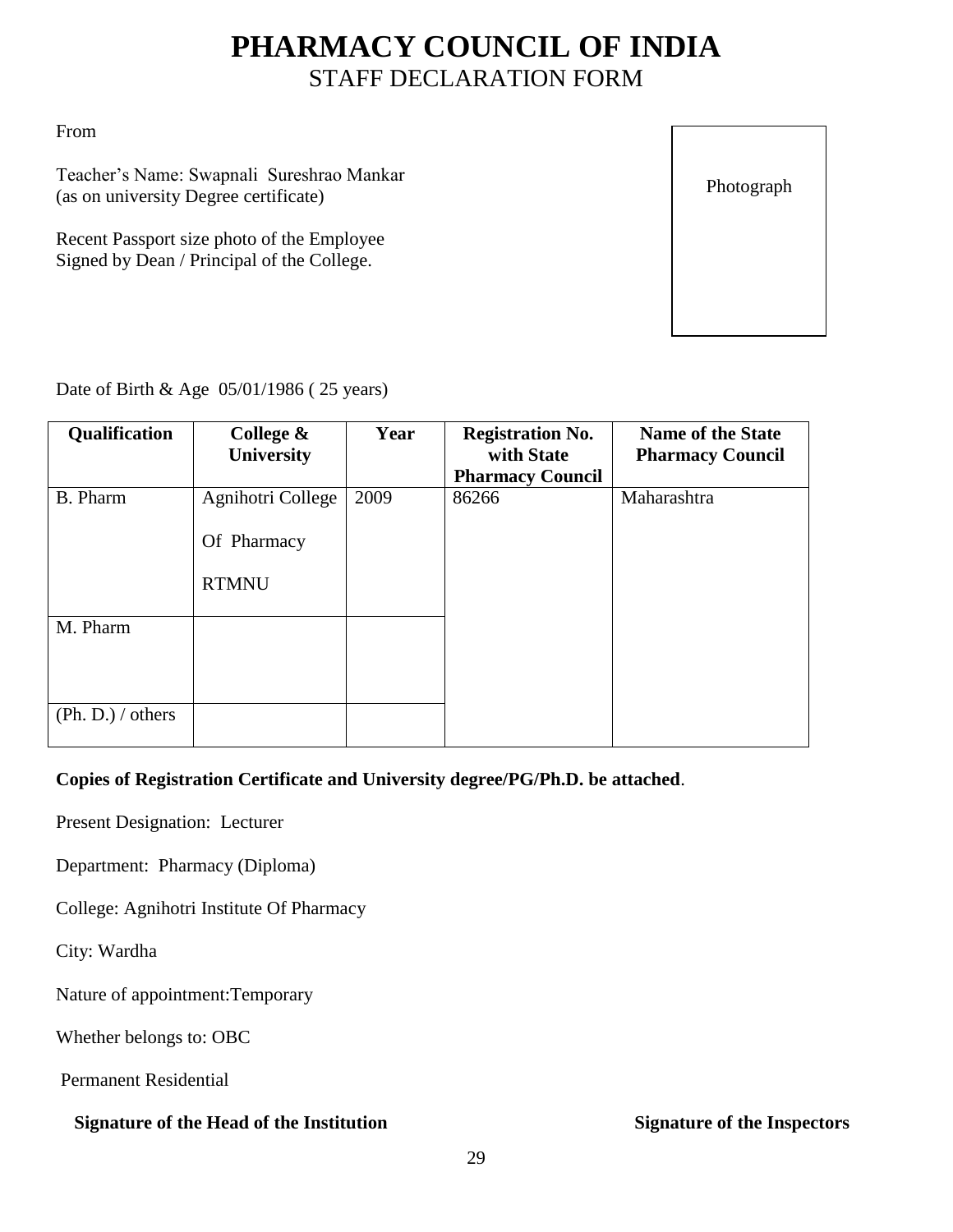# PHARMACY COUNCIL OF INDIA

## STAFF DECLARATION FORM

From

Teacher's Name: Swapnali Sureshrao Mankar
(as on university Degree certificate)

Recent Passport size photo of the Employee
Signed by Dean / Principal of the College.

Photograph

Date of Birth & Age 05/01/1986 ( 25 years)

| Qualification | College & University | Year | Registration No. with State Pharmacy Council | Name of the State Pharmacy Council |
|---|---|---|---|---|
| B. Pharm | Agnihotri College Of Pharmacy RTMNU | 2009 | 86266 | Maharashtra |
| M. Pharm | | | | |
| (Ph. D.) / others | | | | |

**Copies of Registration Certificate and University degree/PG/Ph.D. be attached**.

Present Designation: Lecturer

Department: Pharmacy (Diploma)

College: Agnihotri Institute Of Pharmacy

City: Wardha

Nature of appointment:Temporary

Whether belongs to: OBC

Permanent Residential

**Signature of the Head of the Institution** **Signature of the Inspectors**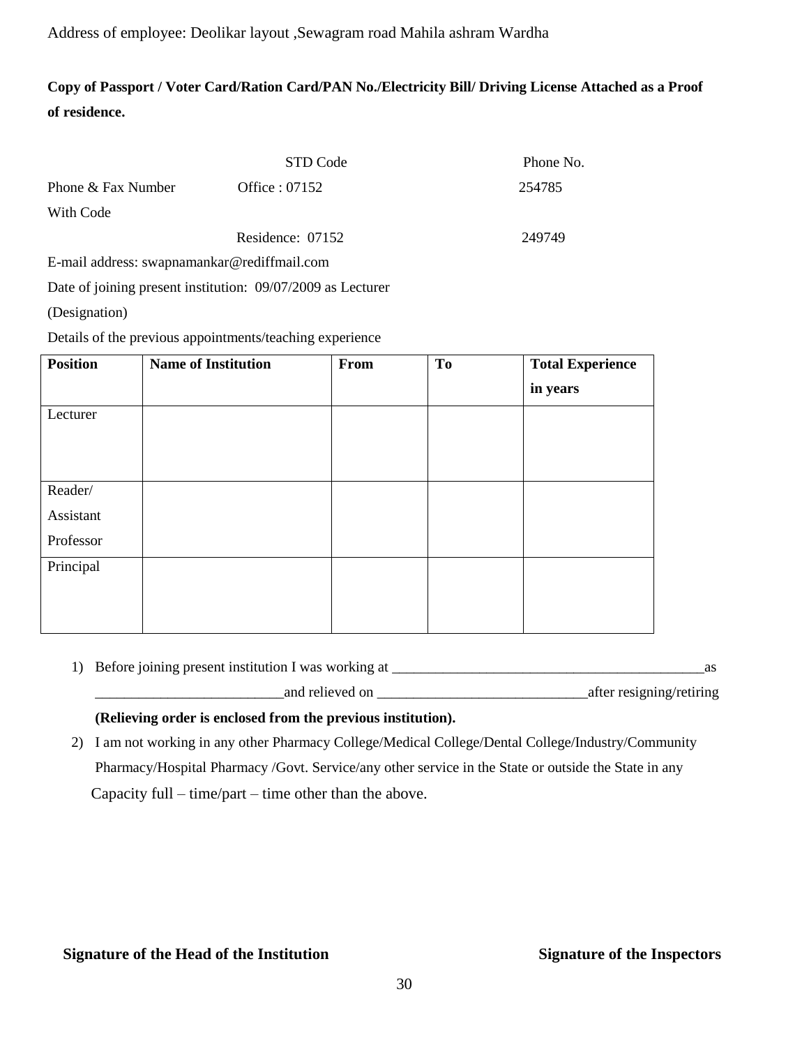Address of employee: Deolikar layout ,Sewagram road Mahila ashram Wardha

**Copy of Passport / Voter Card/Ration Card/PAN No./Electricity Bill/ Driving License Attached as a Proof of residence.**

| | STD Code | Phone No. |
|---|---|---|
| Phone & Fax Number With Code | Office : 07152 | 254785 |
| | Residence: 07152 | 249749 |

E-mail address: swapnamankar@rediffmail.com

Date of joining present institution: 09/07/2009 as Lecturer

(Designation)

Details of the previous appointments/teaching experience

| **Position** | **Name of Institution** | **From** | **To** | **Total Experience in years** |
|---|---|---|---|---|
| Lecturer | | | | |
| Reader/ Assistant Professor | | | | |
| Principal | | | | |

1) Before joining present institution I was working at ____________________________________________as __________________________and relieved on _____________________________after resigning/retiring

   **(Relieving order is enclosed from the previous institution).**

2) I am not working in any other Pharmacy College/Medical College/Dental College/Industry/Community Pharmacy/Hospital Pharmacy /Govt. Service/any other service in the State or outside the State in any Capacity full – time/part – time other than the above.

**Signature of the Head of the Institution** **Signature of the Inspectors**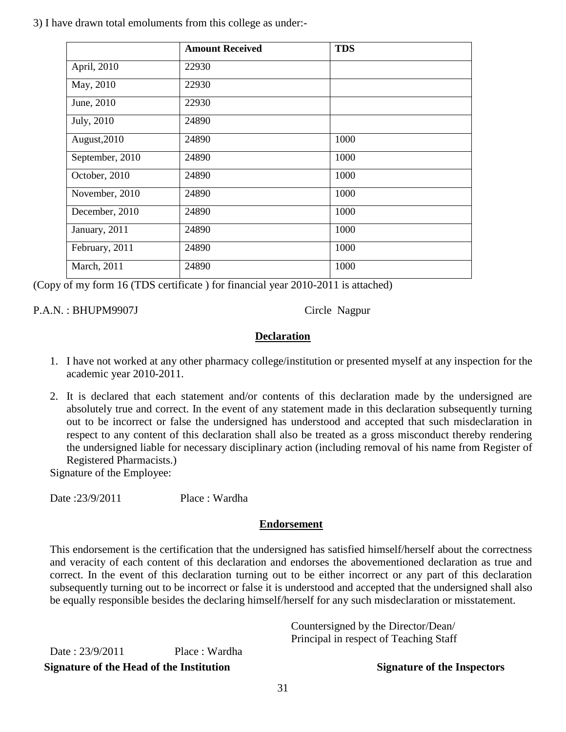3) I have drawn total emoluments from this college as under:-

| | **Amount Received** | **TDS** |
|---|---|---|
| April, 2010 | 22930 | |
| May, 2010 | 22930 | |
| June, 2010 | 22930 | |
| July, 2010 | 24890 | |
| August,2010 | 24890 | 1000 |
| September, 2010 | 24890 | 1000 |
| October, 2010 | 24890 | 1000 |
| November, 2010 | 24890 | 1000 |
| December, 2010 | 24890 | 1000 |
| January, 2011 | 24890 | 1000 |
| February, 2011 | 24890 | 1000 |
| March, 2011 | 24890 | 1000 |

(Copy of my form 16 (TDS certificate ) for financial year 2010-2011 is attached)

P.A.N. : BHUPM9907J Circle Nagpur

## Declaration

1. I have not worked at any other pharmacy college/institution or presented myself at any inspection for the academic year 2010-2011.
2. It is declared that each statement and/or contents of this declaration made by the undersigned are absolutely true and correct. In the event of any statement made in this declaration subsequently turning out to be incorrect or false the undersigned has understood and accepted that such misdeclaration in respect to any content of this declaration shall also be treated as a gross misconduct thereby rendering the undersigned liable for necessary disciplinary action (including removal of his name from Register of Registered Pharmacists.)

Signature of the Employee:

Date :23/9/2011 Place : Wardha

## Endorsement

This endorsement is the certification that the undersigned has satisfied himself/herself about the correctness and veracity of each content of this declaration and endorses the abovementioned declaration as true and correct. In the event of this declaration turning out to be either incorrect or any part of this declaration subsequently turning out to be incorrect or false it is understood and accepted that the undersigned shall also be equally responsible besides the declaring himself/herself for any such misdeclaration or misstatement.

Countersigned by the Director/Dean/
Principal in respect of Teaching Staff

Date : 23/9/2011 Place : Wardha

**Signature of the Head of the Institution** **Signature of the Inspectors**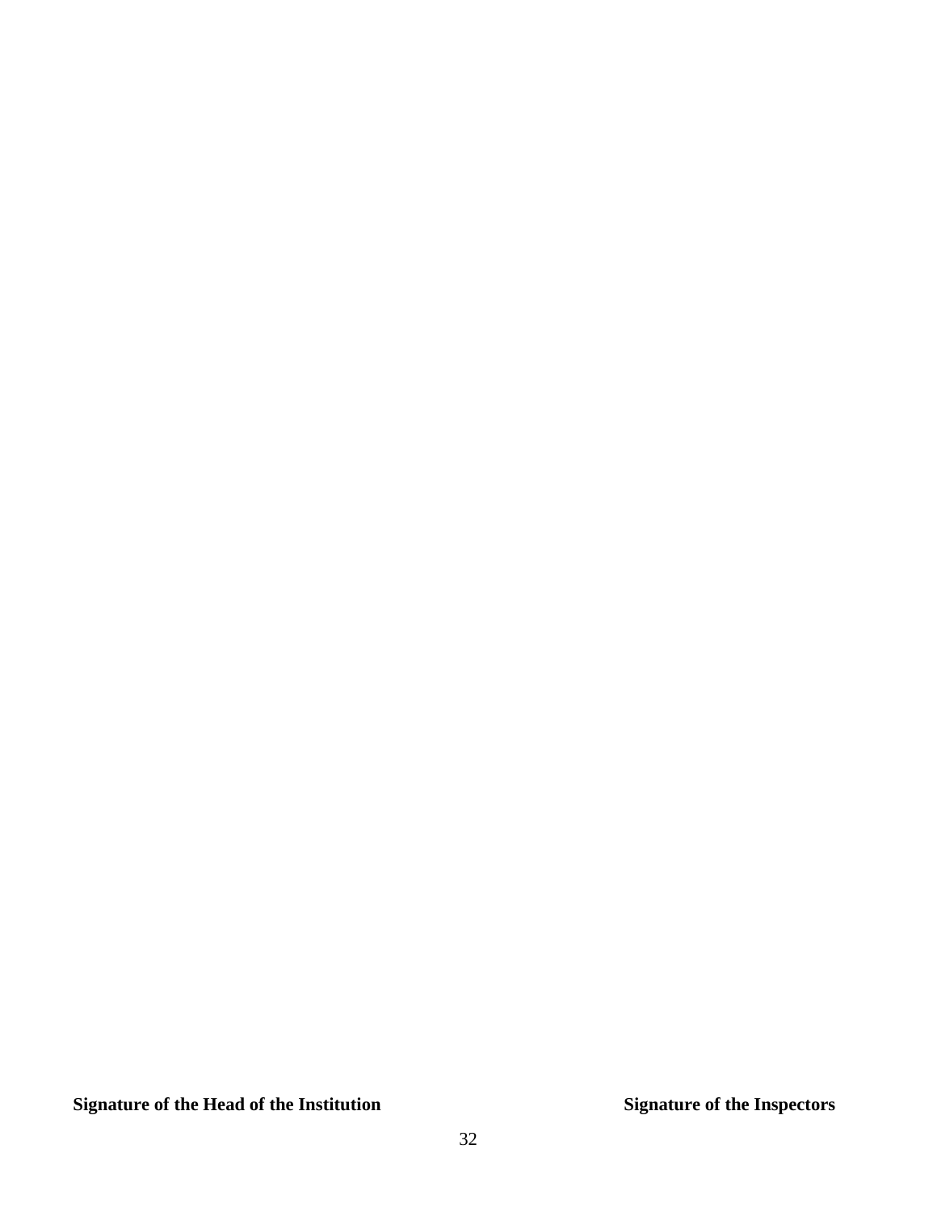**Signature of the Head of the Institution** **Signature of the Inspectors**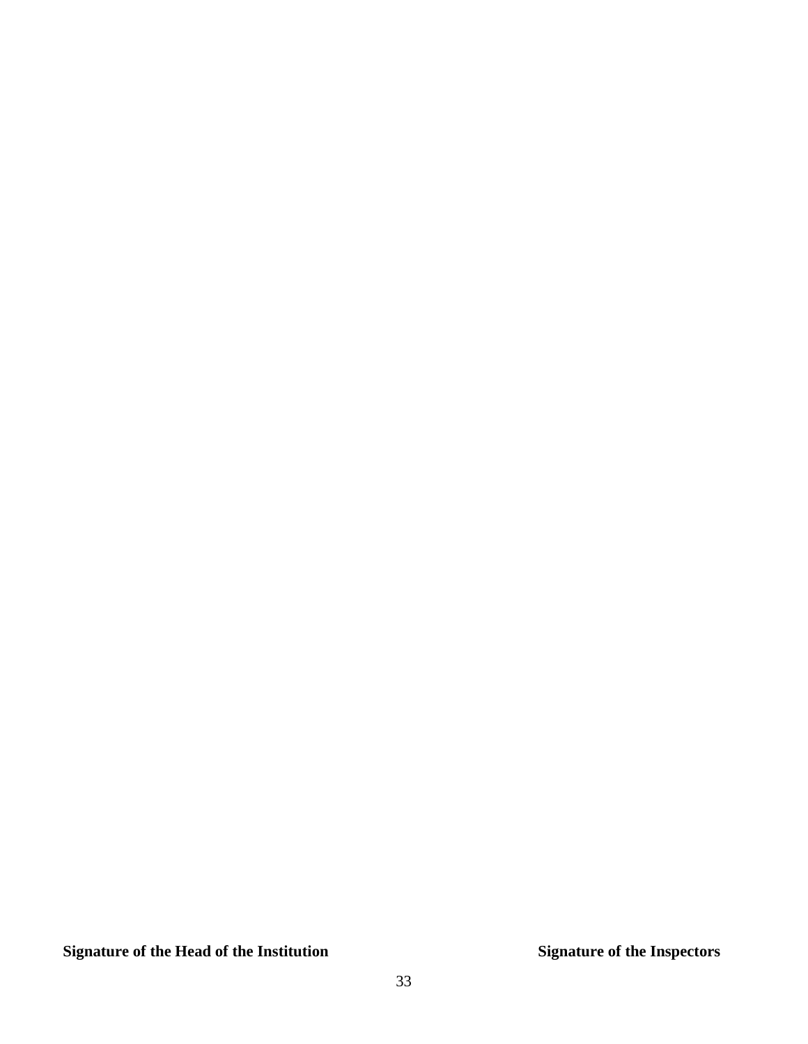**Signature of the Head of the Institution** **Signature of the Inspectors**